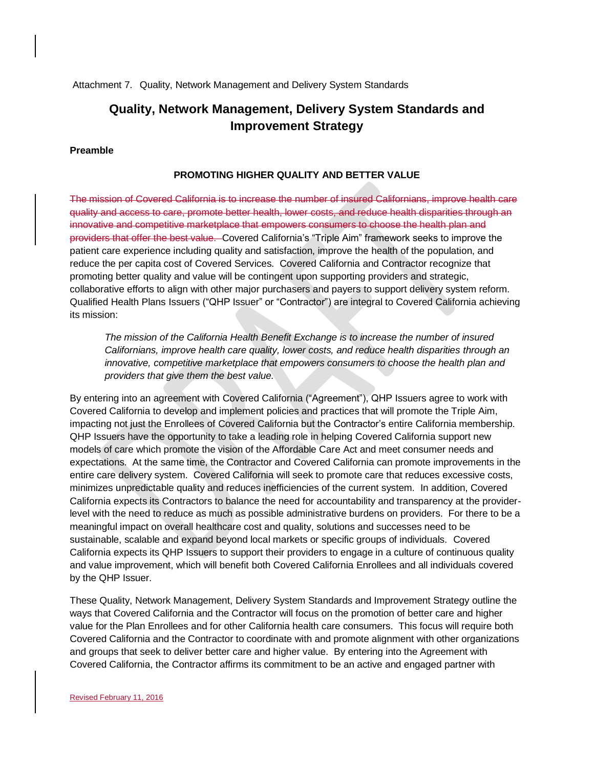Attachment 7. Quality, Network Management and Delivery System Standards

# Quality, Network Management, Delivery System Standards and Improvement Strategy

**Preamble**

**PROMOTING HIGHER QUALITY AND BETTER VALUE**

~~The mission of Covered California is to increase the number of insured Californians, improve health care quality and access to care, promote better health, lower costs, and reduce health disparities through an innovative and competitive marketplace that empowers consumers to choose the health plan and providers that offer the best value.~~ Covered California's "Triple Aim" framework seeks to improve the patient care experience including quality and satisfaction, improve the health of the population, and reduce the per capita cost of Covered Services. Covered California and Contractor recognize that promoting better quality and value will be contingent upon supporting providers and strategic, collaborative efforts to align with other major purchasers and payers to support delivery system reform. Qualified Health Plans Issuers ("QHP Issuer" or "Contractor") are integral to Covered California achieving its mission:

> *The mission of the California Health Benefit Exchange is to increase the number of insured Californians, improve health care quality, lower costs, and reduce health disparities through an innovative, competitive marketplace that empowers consumers to choose the health plan and providers that give them the best value.*

By entering into an agreement with Covered California ("Agreement"), QHP Issuers agree to work with Covered California to develop and implement policies and practices that will promote the Triple Aim, impacting not just the Enrollees of Covered California but the Contractor's entire California membership. QHP Issuers have the opportunity to take a leading role in helping Covered California support new models of care which promote the vision of the Affordable Care Act and meet consumer needs and expectations. At the same time, the Contractor and Covered California can promote improvements in the entire care delivery system. Covered California will seek to promote care that reduces excessive costs, minimizes unpredictable quality and reduces inefficiencies of the current system. In addition, Covered California expects its Contractors to balance the need for accountability and transparency at the provider-level with the need to reduce as much as possible administrative burdens on providers. For there to be a meaningful impact on overall healthcare cost and quality, solutions and successes need to be sustainable, scalable and expand beyond local markets or specific groups of individuals. Covered California expects its QHP Issuers to support their providers to engage in a culture of continuous quality and value improvement, which will benefit both Covered California Enrollees and all individuals covered by the QHP Issuer.

These Quality, Network Management, Delivery System Standards and Improvement Strategy outline the ways that Covered California and the Contractor will focus on the promotion of better care and higher value for the Plan Enrollees and for other California health care consumers. This focus will require both Covered California and the Contractor to coordinate with and promote alignment with other organizations and groups that seek to deliver better care and higher value. By entering into the Agreement with Covered California, the Contractor affirms its commitment to be an active and engaged partner with

Revised February 11, 2016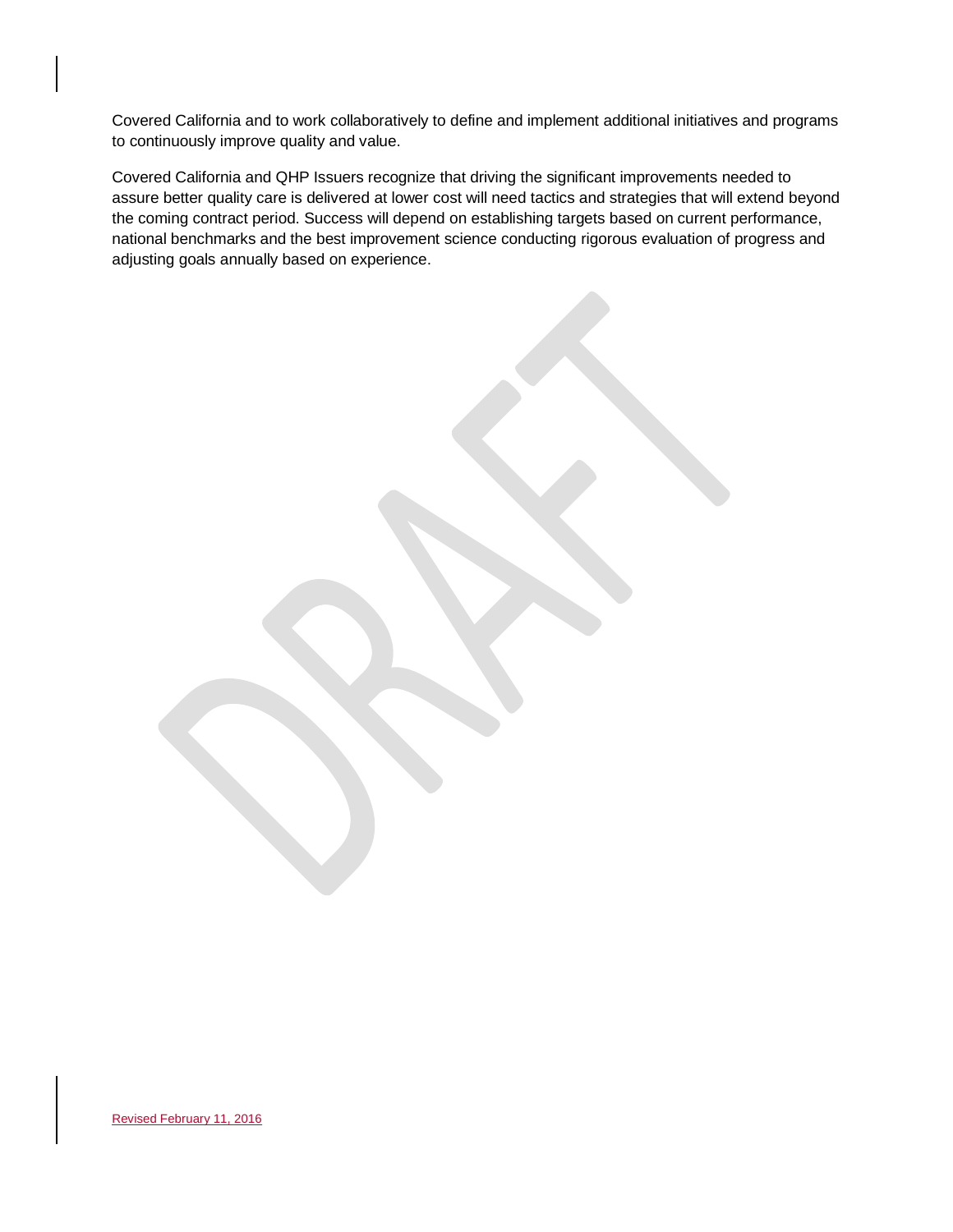Covered California and to work collaboratively to define and implement additional initiatives and programs to continuously improve quality and value.

Covered California and QHP Issuers recognize that driving the significant improvements needed to assure better quality care is delivered at lower cost will need tactics and strategies that will extend beyond the coming contract period. Success will depend on establishing targets based on current performance, national benchmarks and the best improvement science conducting rigorous evaluation of progress and adjusting goals annually based on experience.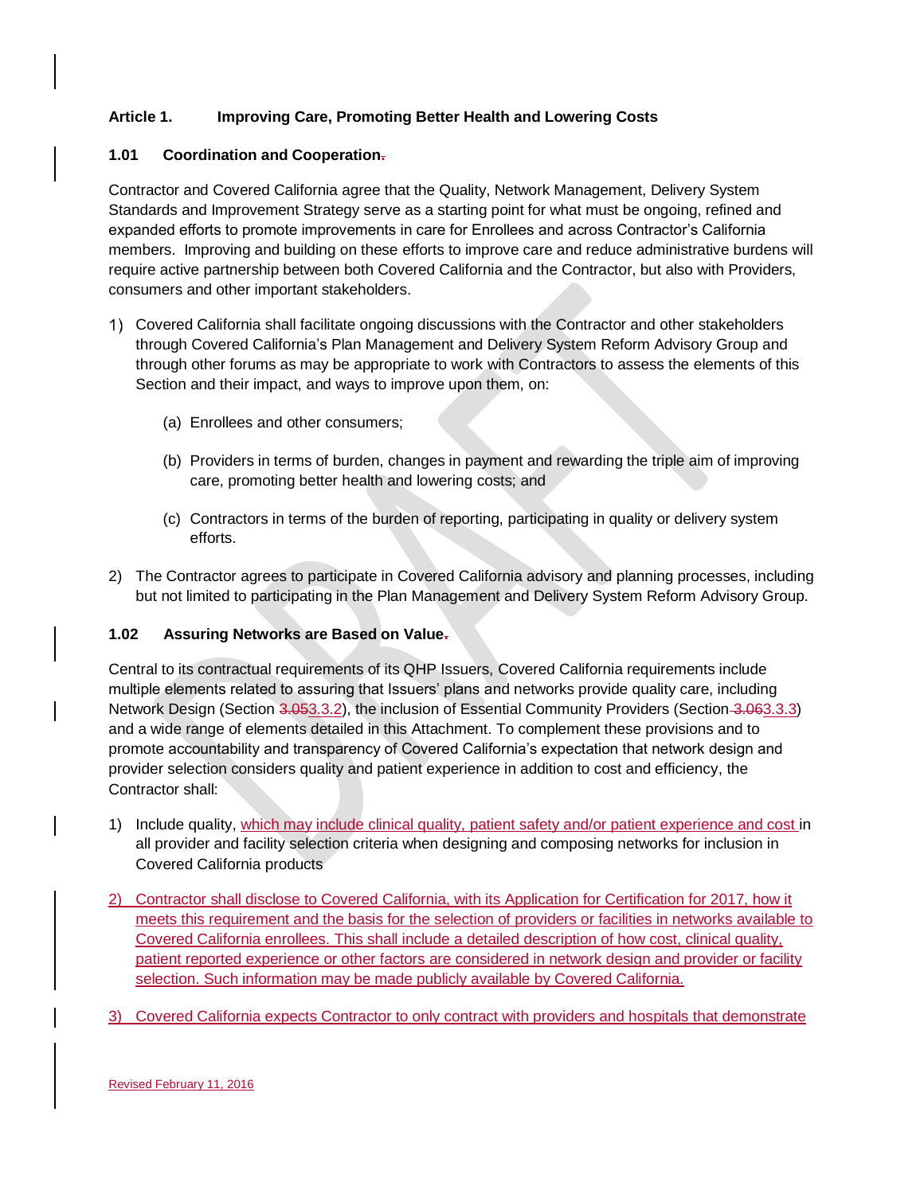## Article 1. Improving Care, Promoting Better Health and Lowering Costs

### 1.01 Coordination and Cooperation.

Contractor and Covered California agree that the Quality, Network Management, Delivery System Standards and Improvement Strategy serve as a starting point for what must be ongoing, refined and expanded efforts to promote improvements in care for Enrollees and across Contractor's California members. Improving and building on these efforts to improve care and reduce administrative burdens will require active partnership between both Covered California and the Contractor, but also with Providers, consumers and other important stakeholders.

1) Covered California shall facilitate ongoing discussions with the Contractor and other stakeholders through Covered California's Plan Management and Delivery System Reform Advisory Group and through other forums as may be appropriate to work with Contractors to assess the elements of this Section and their impact, and ways to improve upon them, on:

   (a) Enrollees and other consumers;

   (b) Providers in terms of burden, changes in payment and rewarding the triple aim of improving care, promoting better health and lowering costs; and

   (c) Contractors in terms of the burden of reporting, participating in quality or delivery system efforts.

2) The Contractor agrees to participate in Covered California advisory and planning processes, including but not limited to participating in the Plan Management and Delivery System Reform Advisory Group.

### 1.02 Assuring Networks are Based on Value.

Central to its contractual requirements of its QHP Issuers, Covered California requirements include multiple elements related to assuring that Issuers' plans and networks provide quality care, including Network Design (Section 3.053.3.2), the inclusion of Essential Community Providers (Section 3.063.3.3) and a wide range of elements detailed in this Attachment. To complement these provisions and to promote accountability and transparency of Covered California's expectation that network design and provider selection considers quality and patient experience in addition to cost and efficiency, the Contractor shall:

1) Include quality, which may include clinical quality, patient safety and/or patient experience and cost in all provider and facility selection criteria when designing and composing networks for inclusion in Covered California products

2) Contractor shall disclose to Covered California, with its Application for Certification for 2017, how it meets this requirement and the basis for the selection of providers or facilities in networks available to Covered California enrollees. This shall include a detailed description of how cost, clinical quality, patient reported experience or other factors are considered in network design and provider or facility selection. Such information may be made publicly available by Covered California.

3) Covered California expects Contractor to only contract with providers and hospitals that demonstrate

Revised February 11, 2016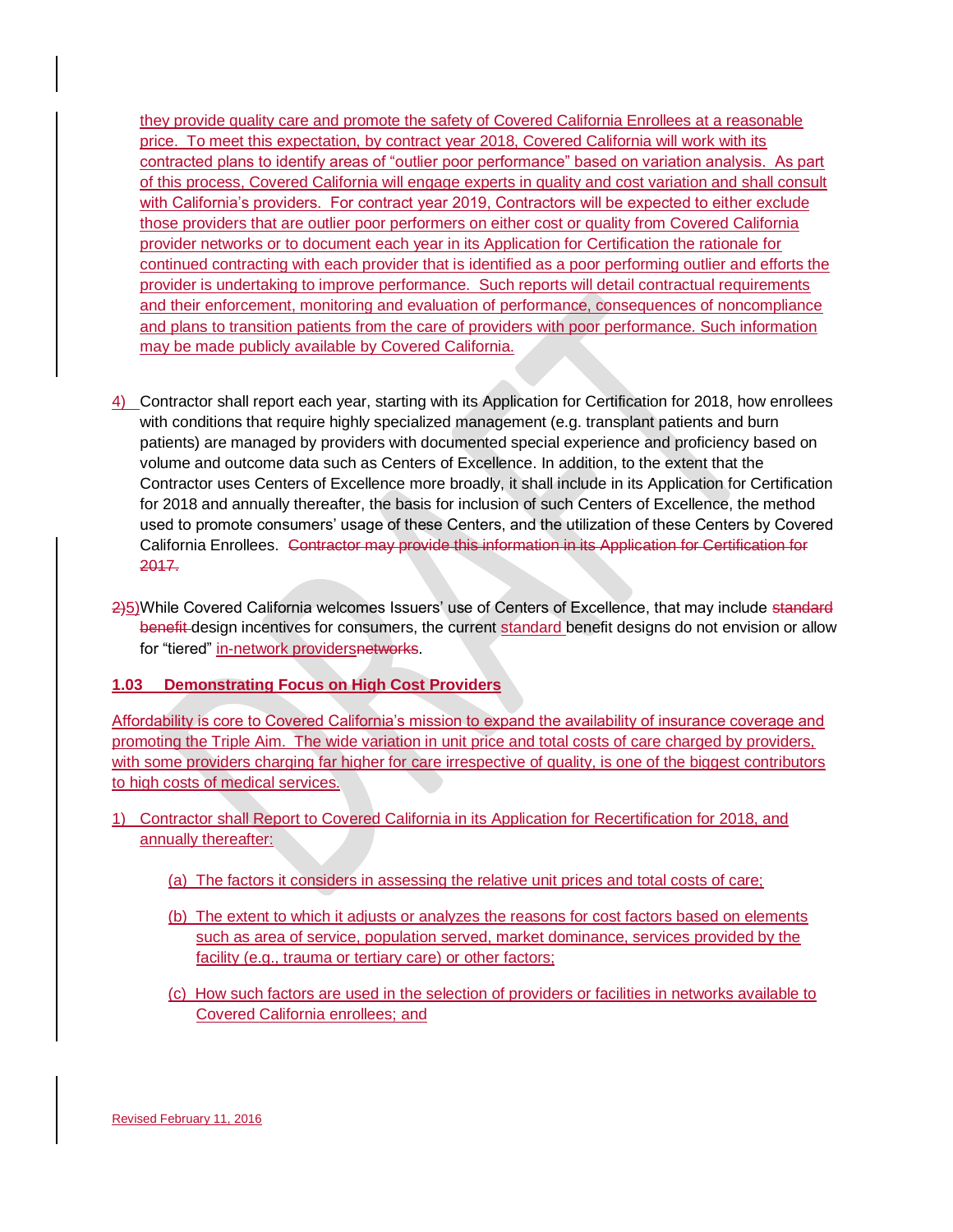they provide quality care and promote the safety of Covered California Enrollees at a reasonable price. To meet this expectation, by contract year 2018, Covered California will work with its contracted plans to identify areas of "outlier poor performance" based on variation analysis. As part of this process, Covered California will engage experts in quality and cost variation and shall consult with California's providers. For contract year 2019, Contractors will be expected to either exclude those providers that are outlier poor performers on either cost or quality from Covered California provider networks or to document each year in its Application for Certification the rationale for continued contracting with each provider that is identified as a poor performing outlier and efforts the provider is undertaking to improve performance. Such reports will detail contractual requirements and their enforcement, monitoring and evaluation of performance, consequences of noncompliance and plans to transition patients from the care of providers with poor performance. Such information may be made publicly available by Covered California.

4) Contractor shall report each year, starting with its Application for Certification for 2018, how enrollees with conditions that require highly specialized management (e.g. transplant patients and burn patients) are managed by providers with documented special experience and proficiency based on volume and outcome data such as Centers of Excellence. In addition, to the extent that the Contractor uses Centers of Excellence more broadly, it shall include in its Application for Certification for 2018 and annually thereafter, the basis for inclusion of such Centers of Excellence, the method used to promote consumers' usage of these Centers, and the utilization of these Centers by Covered California Enrollees. ~~Contractor may provide this information in its Application for Certification for 2017.~~

~~2)~~5) While Covered California welcomes Issuers' use of Centers of Excellence, that may include ~~standard benefit~~ design incentives for consumers, the current standard benefit designs do not envision or allow for "tiered" in-network providers~~networks~~.

**1.03 Demonstrating Focus on High Cost Providers**

Affordability is core to Covered California's mission to expand the availability of insurance coverage and promoting the Triple Aim. The wide variation in unit price and total costs of care charged by providers, with some providers charging far higher for care irrespective of quality, is one of the biggest contributors to high costs of medical services.

1) Contractor shall Report to Covered California in its Application for Recertification for 2018, and annually thereafter:

   (a) The factors it considers in assessing the relative unit prices and total costs of care;

   (b) The extent to which it adjusts or analyzes the reasons for cost factors based on elements such as area of service, population served, market dominance, services provided by the facility (e.g., trauma or tertiary care) or other factors;

   (c) How such factors are used in the selection of providers or facilities in networks available to Covered California enrollees; and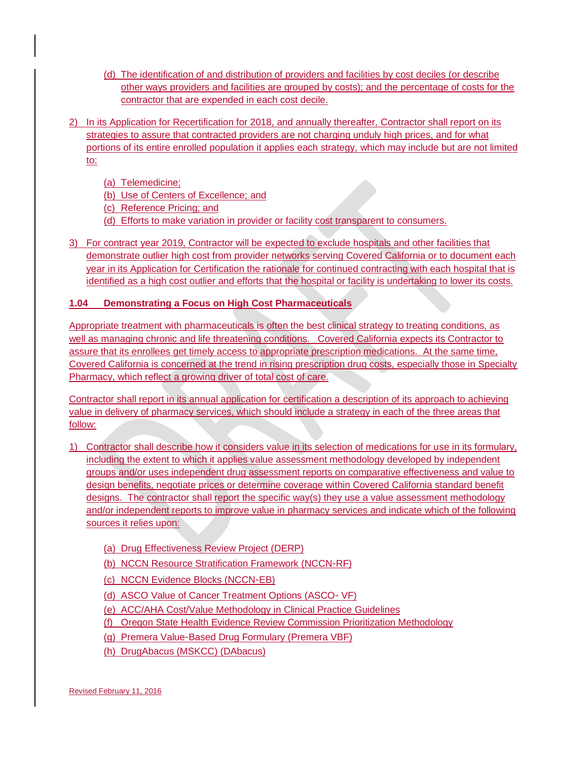(d) The identification of and distribution of providers and facilities by cost deciles (or describe other ways providers and facilities are grouped by costs); and the percentage of costs for the contractor that are expended in each cost decile.

2) In its Application for Recertification for 2018, and annually thereafter, Contractor shall report on its strategies to assure that contracted providers are not charging unduly high prices, and for what portions of its entire enrolled population it applies each strategy, which may include but are not limited to:

   (a) Telemedicine;
   (b) Use of Centers of Excellence; and
   (c) Reference Pricing; and
   (d) Efforts to make variation in provider or facility cost transparent to consumers.

3) For contract year 2019, Contractor will be expected to exclude hospitals and other facilities that demonstrate outlier high cost from provider networks serving Covered California or to document each year in its Application for Certification the rationale for continued contracting with each hospital that is identified as a high cost outlier and efforts that the hospital or facility is undertaking to lower its costs.

### 1.04 Demonstrating a Focus on High Cost Pharmaceuticals

Appropriate treatment with pharmaceuticals is often the best clinical strategy to treating conditions, as well as managing chronic and life threatening conditions. Covered California expects its Contractor to assure that its enrollees get timely access to appropriate prescription medications. At the same time, Covered California is concerned at the trend in rising prescription drug costs, especially those in Specialty Pharmacy, which reflect a growing driver of total cost of care.

Contractor shall report in its annual application for certification a description of its approach to achieving value in delivery of pharmacy services, which should include a strategy in each of the three areas that follow:

1) Contractor shall describe how it considers value in its selection of medications for use in its formulary, including the extent to which it applies value assessment methodology developed by independent groups and/or uses independent drug assessment reports on comparative effectiveness and value to design benefits, negotiate prices or determine coverage within Covered California standard benefit designs. The contractor shall report the specific way(s) they use a value assessment methodology and/or independent reports to improve value in pharmacy services and indicate which of the following sources it relies upon:

   (a) Drug Effectiveness Review Project (DERP)
   (b) NCCN Resource Stratification Framework (NCCN-RF)
   (c) NCCN Evidence Blocks (NCCN-EB)
   (d) ASCO Value of Cancer Treatment Options (ASCO- VF)
   (e) ACC/AHA Cost/Value Methodology in Clinical Practice Guidelines
   (f) Oregon State Health Evidence Review Commission Prioritization Methodology
   (g) Premera Value-Based Drug Formulary (Premera VBF)
   (h) DrugAbacus (MSKCC) (DAbacus)

Revised February 11, 2016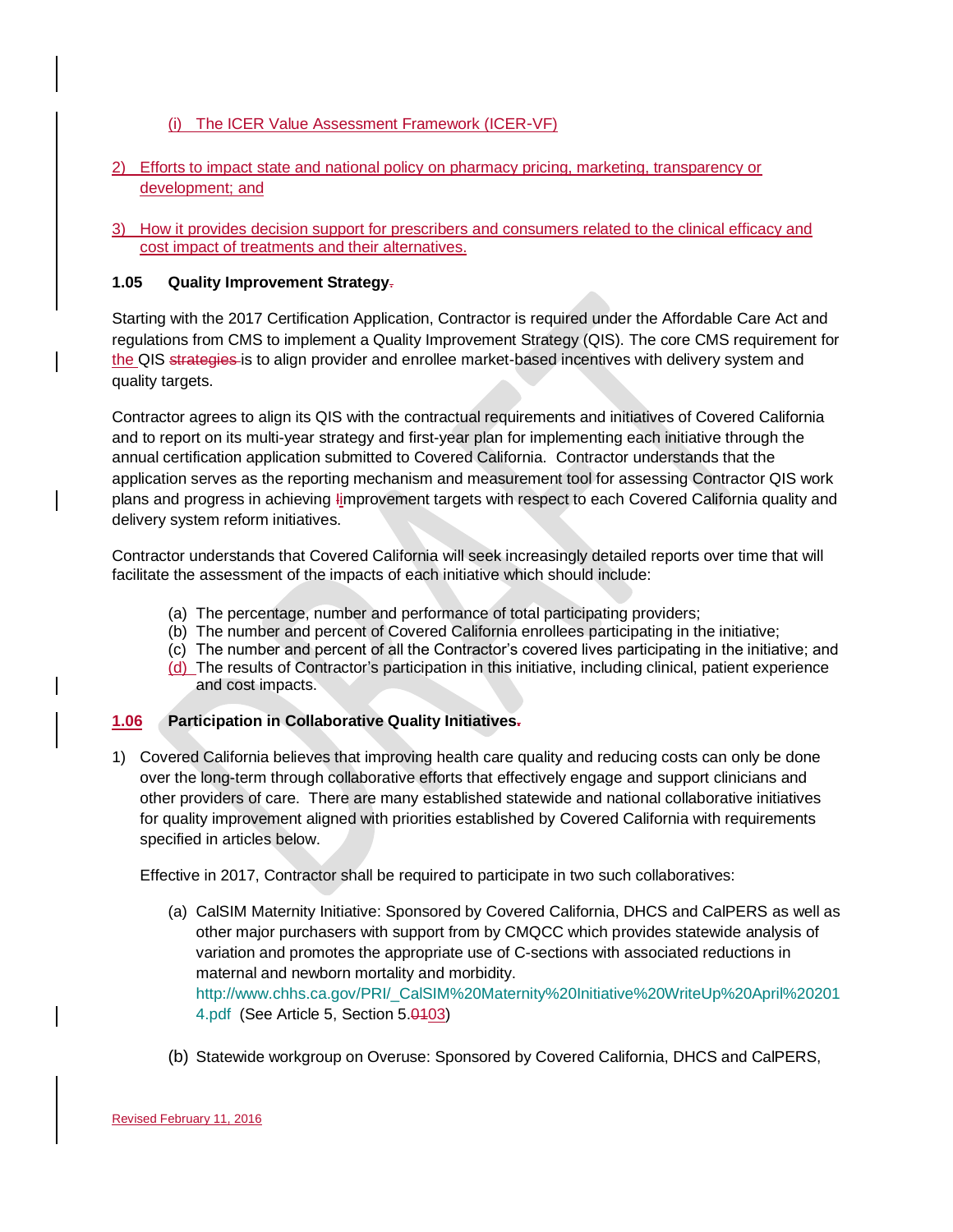(i) The ICER Value Assessment Framework (ICER-VF)

2) Efforts to impact state and national policy on pharmacy pricing, marketing, transparency or development; and

3) How it provides decision support for prescribers and consumers related to the clinical efficacy and cost impact of treatments and their alternatives.

**1.05 Quality Improvement Strategy.**

Starting with the 2017 Certification Application, Contractor is required under the Affordable Care Act and regulations from CMS to implement a Quality Improvement Strategy (QIS). The core CMS requirement for the QIS strategies is to align provider and enrollee market-based incentives with delivery system and quality targets.

Contractor agrees to align its QIS with the contractual requirements and initiatives of Covered California and to report on its multi-year strategy and first-year plan for implementing each initiative through the annual certification application submitted to Covered California. Contractor understands that the application serves as the reporting mechanism and measurement tool for assessing Contractor QIS work plans and progress in achieving Iimprovement targets with respect to each Covered California quality and delivery system reform initiatives.

Contractor understands that Covered California will seek increasingly detailed reports over time that will facilitate the assessment of the impacts of each initiative which should include:

(a) The percentage, number and performance of total participating providers;
(b) The number and percent of Covered California enrollees participating in the initiative;
(c) The number and percent of all the Contractor's covered lives participating in the initiative; and
(d) The results of Contractor's participation in this initiative, including clinical, patient experience and cost impacts.

**1.06 Participation in Collaborative Quality Initiatives.**

1) Covered California believes that improving health care quality and reducing costs can only be done over the long-term through collaborative efforts that effectively engage and support clinicians and other providers of care. There are many established statewide and national collaborative initiatives for quality improvement aligned with priorities established by Covered California with requirements specified in articles below.

   Effective in 2017, Contractor shall be required to participate in two such collaboratives:

   (a) CalSIM Maternity Initiative: Sponsored by Covered California, DHCS and CalPERS as well as other major purchasers with support from by CMQCC which provides statewide analysis of variation and promotes the appropriate use of C-sections with associated reductions in maternal and newborn mortality and morbidity. http://www.chhs.ca.gov/PRI/_CalSIM%20Maternity%20Initiative%20WriteUp%20April%202014.pdf (See Article 5, Section 5.0103)

   (b) Statewide workgroup on Overuse: Sponsored by Covered California, DHCS and CalPERS,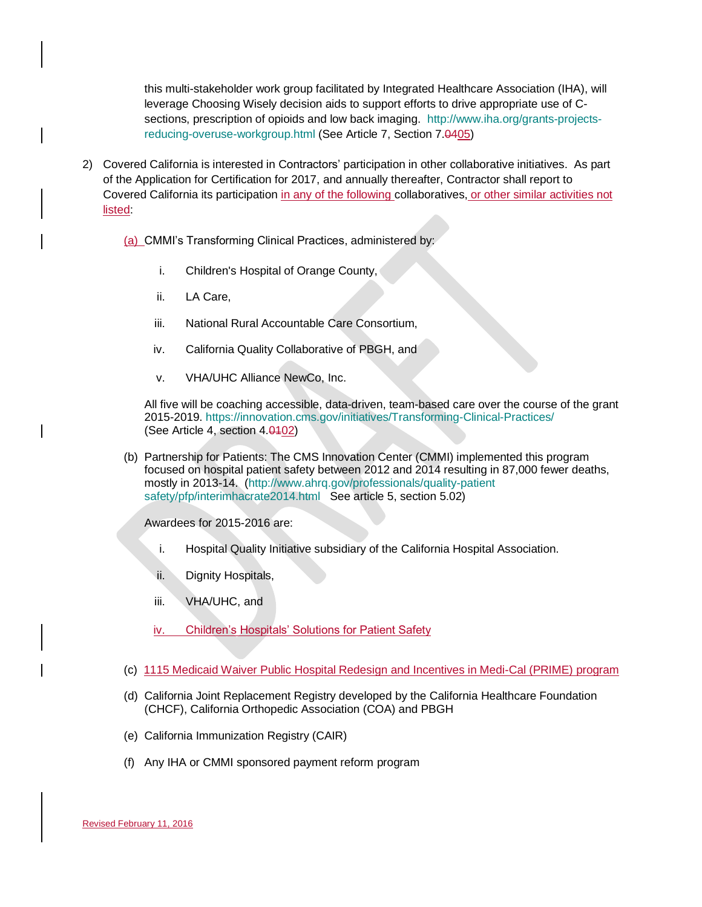this multi-stakeholder work group facilitated by Integrated Healthcare Association (IHA), will leverage Choosing Wisely decision aids to support efforts to drive appropriate use of C-sections, prescription of opioids and low back imaging. http://www.iha.org/grants-projects-reducing-overuse-workgroup.html (See Article 7, Section 7.0405)

2) Covered California is interested in Contractors' participation in other collaborative initiatives. As part of the Application for Certification for 2017, and annually thereafter, Contractor shall report to Covered California its participation in any of the following collaboratives, or other similar activities not listed:

   (a) CMMI's Transforming Clinical Practices, administered by:

      i. Children's Hospital of Orange County,
      ii. LA Care,
      iii. National Rural Accountable Care Consortium,
      iv. California Quality Collaborative of PBGH, and
      v. VHA/UHC Alliance NewCo, Inc.

   All five will be coaching accessible, data-driven, team-based care over the course of the grant 2015-2019. https://innovation.cms.gov/initiatives/Transforming-Clinical-Practices/ (See Article 4, section 4.0102)

   (b) Partnership for Patients: The CMS Innovation Center (CMMI) implemented this program focused on hospital patient safety between 2012 and 2014 resulting in 87,000 fewer deaths, mostly in 2013-14. (http://www.ahrq.gov/professionals/quality-patient safety/pfp/interimhacrate2014.html See article 5, section 5.02)

   Awardees for 2015-2016 are:

      i. Hospital Quality Initiative subsidiary of the California Hospital Association.
      ii. Dignity Hospitals,
      iii. VHA/UHC, and
      iv. Children's Hospitals' Solutions for Patient Safety

   (c) 1115 Medicaid Waiver Public Hospital Redesign and Incentives in Medi-Cal (PRIME) program

   (d) California Joint Replacement Registry developed by the California Healthcare Foundation (CHCF), California Orthopedic Association (COA) and PBGH

   (e) California Immunization Registry (CAIR)

   (f) Any IHA or CMMI sponsored payment reform program

Revised February 11, 2016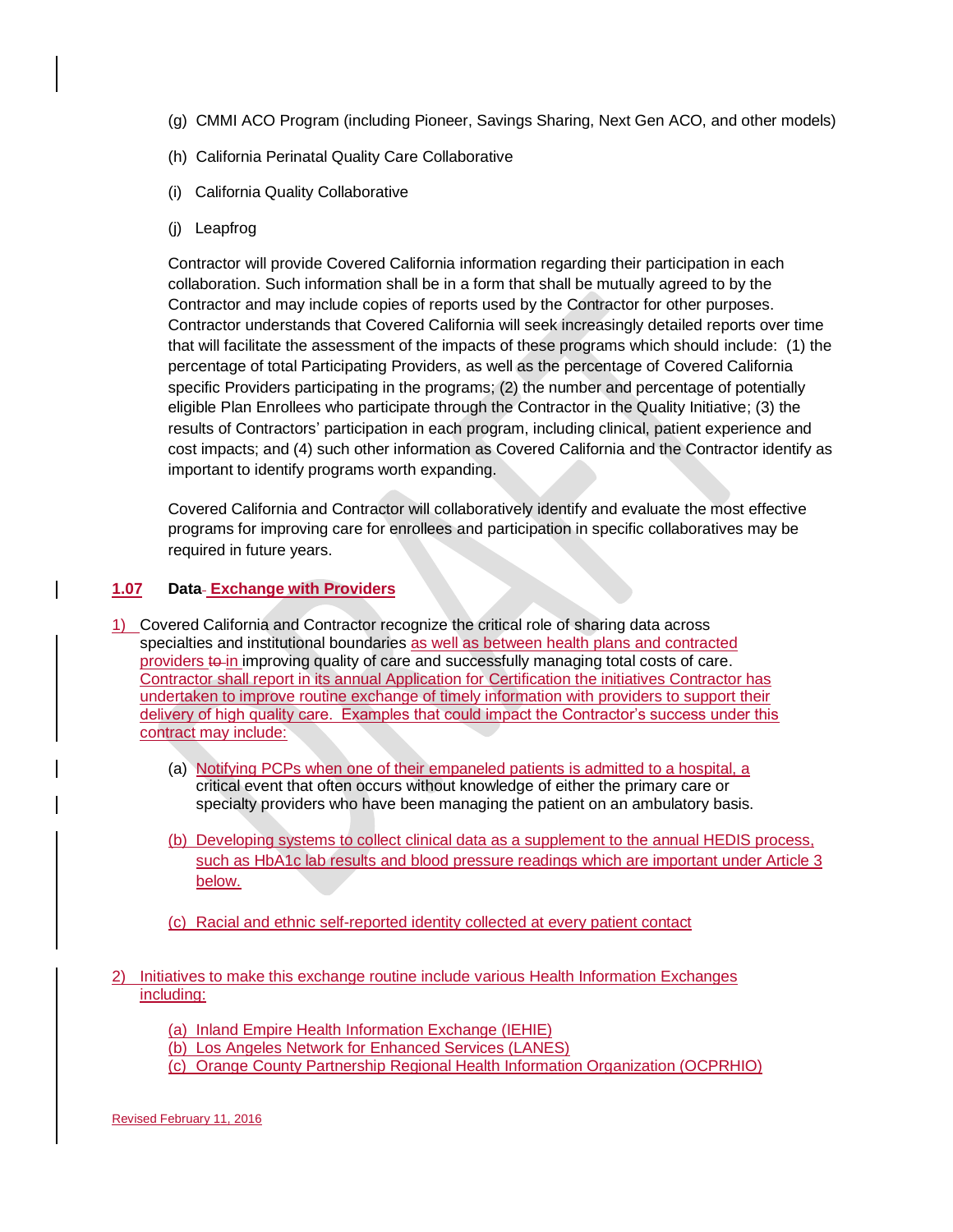(g) CMMI ACO Program (including Pioneer, Savings Sharing, Next Gen ACO, and other models)

(h) California Perinatal Quality Care Collaborative

(i) California Quality Collaborative

(j) Leapfrog

Contractor will provide Covered California information regarding their participation in each collaboration. Such information shall be in a form that shall be mutually agreed to by the Contractor and may include copies of reports used by the Contractor for other purposes. Contractor understands that Covered California will seek increasingly detailed reports over time that will facilitate the assessment of the impacts of these programs which should include: (1) the percentage of total Participating Providers, as well as the percentage of Covered California specific Providers participating in the programs; (2) the number and percentage of potentially eligible Plan Enrollees who participate through the Contractor in the Quality Initiative; (3) the results of Contractors' participation in each program, including clinical, patient experience and cost impacts; and (4) such other information as Covered California and the Contractor identify as important to identify programs worth expanding.

Covered California and Contractor will collaboratively identify and evaluate the most effective programs for improving care for enrollees and participation in specific collaboratives may be required in future years.

### 1.07 Data Exchange with Providers

1) Covered California and Contractor recognize the critical role of sharing data across specialties and institutional boundaries as well as between health plans and contracted providers ~~to~~ in improving quality of care and successfully managing total costs of care. Contractor shall report in its annual Application for Certification the initiatives Contractor has undertaken to improve routine exchange of timely information with providers to support their delivery of high quality care. Examples that could impact the Contractor's success under this contract may include:

   (a) Notifying PCPs when one of their empaneled patients is admitted to a hospital, a critical event that often occurs without knowledge of either the primary care or specialty providers who have been managing the patient on an ambulatory basis.

   (b) Developing systems to collect clinical data as a supplement to the annual HEDIS process, such as HbA1c lab results and blood pressure readings which are important under Article 3 below.

   (c) Racial and ethnic self-reported identity collected at every patient contact

2) Initiatives to make this exchange routine include various Health Information Exchanges including:

   (a) Inland Empire Health Information Exchange (IEHIE)
   (b) Los Angeles Network for Enhanced Services (LANES)
   (c) Orange County Partnership Regional Health Information Organization (OCPRHIO)

Revised February 11, 2016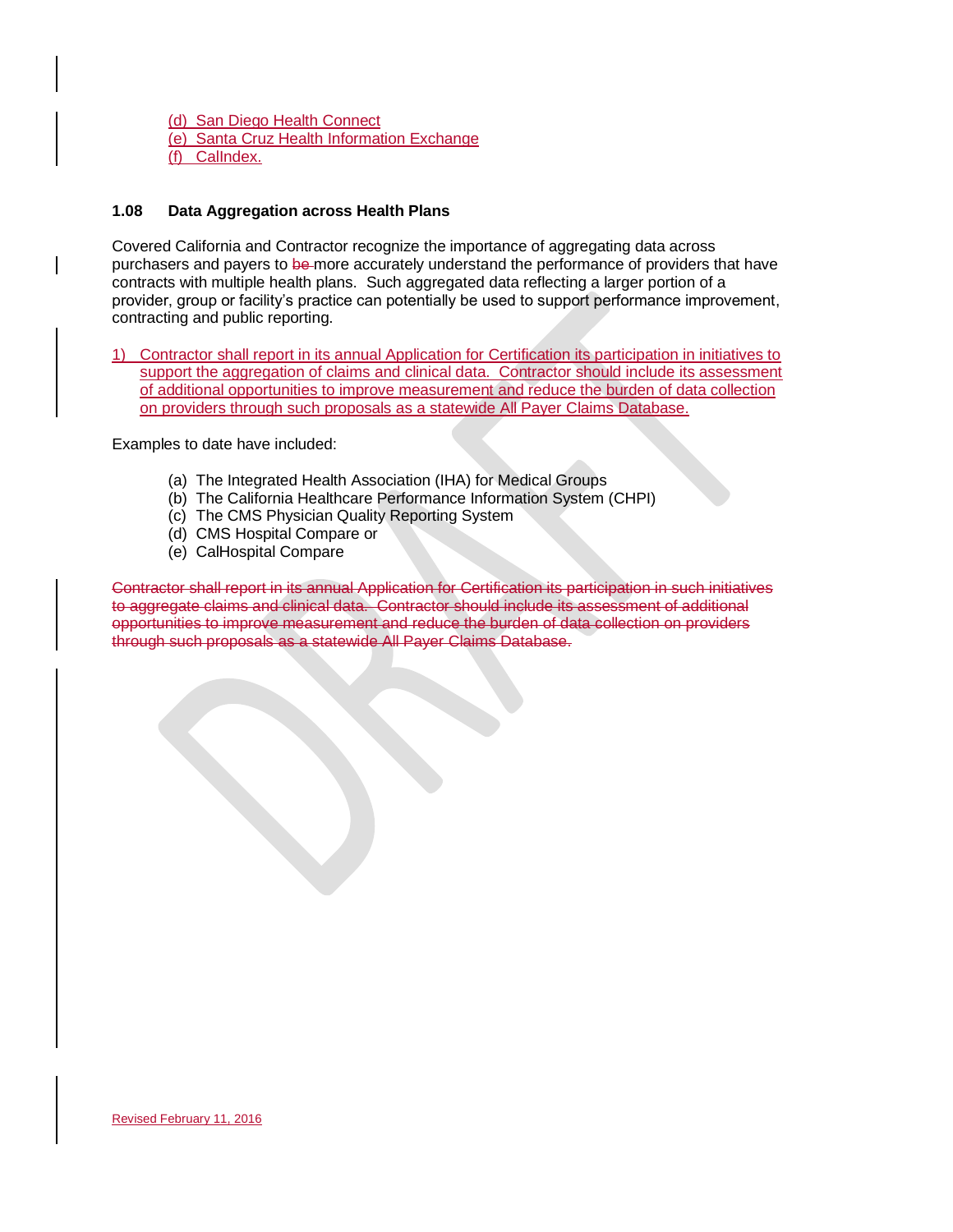(d) San Diego Health Connect
(e) Santa Cruz Health Information Exchange
(f) CalIndex.

### 1.08 Data Aggregation across Health Plans

Covered California and Contractor recognize the importance of aggregating data across purchasers and payers to ~~be~~ more accurately understand the performance of providers that have contracts with multiple health plans. Such aggregated data reflecting a larger portion of a provider, group or facility's practice can potentially be used to support performance improvement, contracting and public reporting.

1) Contractor shall report in its annual Application for Certification its participation in initiatives to support the aggregation of claims and clinical data. Contractor should include its assessment of additional opportunities to improve measurement and reduce the burden of data collection on providers through such proposals as a statewide All Payer Claims Database.

Examples to date have included:

(a) The Integrated Health Association (IHA) for Medical Groups
(b) The California Healthcare Performance Information System (CHPI)
(c) The CMS Physician Quality Reporting System
(d) CMS Hospital Compare or
(e) CalHospital Compare

~~Contractor shall report in its annual Application for Certification its participation in such initiatives to aggregate claims and clinical data. Contractor should include its assessment of additional opportunities to improve measurement and reduce the burden of data collection on providers through such proposals as a statewide All Payer Claims Database.~~

Revised February 11, 2016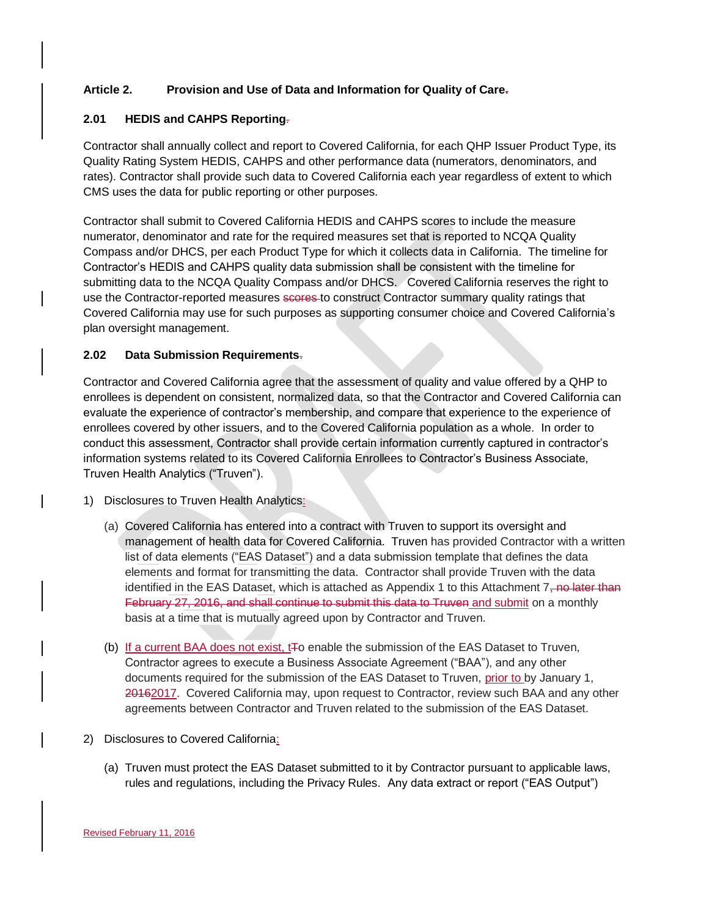## Article 2. Provision and Use of Data and Information for Quality of Care.

### 2.01 HEDIS and CAHPS Reporting.

Contractor shall annually collect and report to Covered California, for each QHP Issuer Product Type, its Quality Rating System HEDIS, CAHPS and other performance data (numerators, denominators, and rates). Contractor shall provide such data to Covered California each year regardless of extent to which CMS uses the data for public reporting or other purposes.

Contractor shall submit to Covered California HEDIS and CAHPS scores to include the measure numerator, denominator and rate for the required measures set that is reported to NCQA Quality Compass and/or DHCS, per each Product Type for which it collects data in California. The timeline for Contractor's HEDIS and CAHPS quality data submission shall be consistent with the timeline for submitting data to the NCQA Quality Compass and/or DHCS. Covered California reserves the right to use the Contractor-reported measures ~~scores~~ to construct Contractor summary quality ratings that Covered California may use for such purposes as supporting consumer choice and Covered California's plan oversight management.

### 2.02 Data Submission Requirements.

Contractor and Covered California agree that the assessment of quality and value offered by a QHP to enrollees is dependent on consistent, normalized data, so that the Contractor and Covered California can evaluate the experience of contractor's membership, and compare that experience to the experience of enrollees covered by other issuers, and to the Covered California population as a whole. In order to conduct this assessment, Contractor shall provide certain information currently captured in contractor's information systems related to its Covered California Enrollees to Contractor's Business Associate, Truven Health Analytics ("Truven").

1) Disclosures to Truven Health Analytics:

   (a) Covered California has entered into a contract with Truven to support its oversight and management of health data for Covered California. Truven has provided Contractor with a written list of data elements ("EAS Dataset") and a data submission template that defines the data elements and format for transmitting the data. Contractor shall provide Truven with the data identified in the EAS Dataset, which is attached as Appendix 1 to this Attachment 7~~, no later than February 27, 2016, and shall continue to submit this data to Truven~~ and submit on a monthly basis at a time that is mutually agreed upon by Contractor and Truven.

   (b) If a current BAA does not exist, t~~T~~o enable the submission of the EAS Dataset to Truven, Contractor agrees to execute a Business Associate Agreement ("BAA"), and any other documents required for the submission of the EAS Dataset to Truven, prior to ~~by~~ January 1, ~~2016~~2017. Covered California may, upon request to Contractor, review such BAA and any other agreements between Contractor and Truven related to the submission of the EAS Dataset.

2) Disclosures to Covered California:

   (a) Truven must protect the EAS Dataset submitted to it by Contractor pursuant to applicable laws, rules and regulations, including the Privacy Rules. Any data extract or report ("EAS Output")

Revised February 11, 2016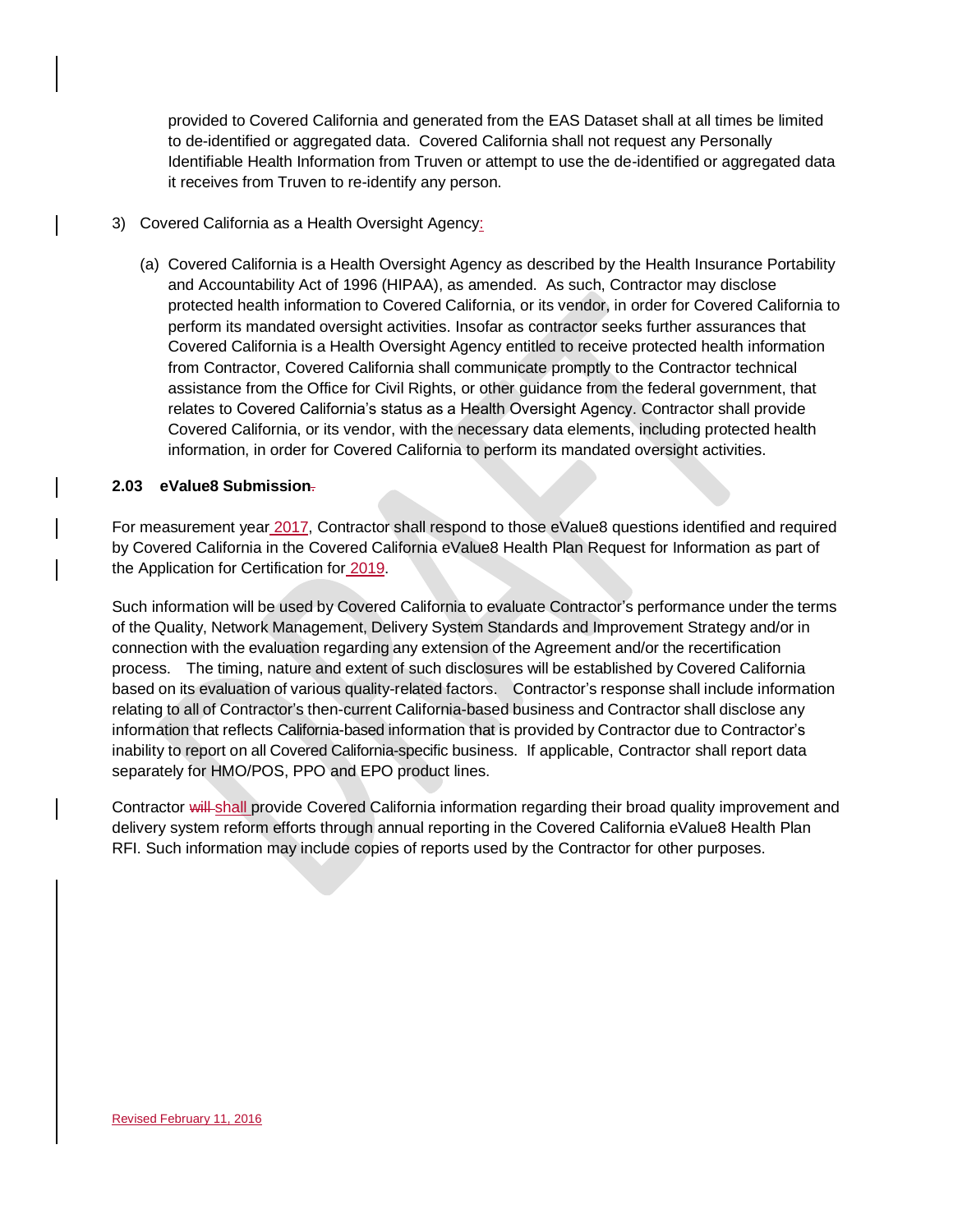provided to Covered California and generated from the EAS Dataset shall at all times be limited to de-identified or aggregated data. Covered California shall not request any Personally Identifiable Health Information from Truven or attempt to use the de-identified or aggregated data it receives from Truven to re-identify any person.

3) Covered California as a Health Oversight Agency:

   (a) Covered California is a Health Oversight Agency as described by the Health Insurance Portability and Accountability Act of 1996 (HIPAA), as amended. As such, Contractor may disclose protected health information to Covered California, or its vendor, in order for Covered California to perform its mandated oversight activities. Insofar as contractor seeks further assurances that Covered California is a Health Oversight Agency entitled to receive protected health information from Contractor, Covered California shall communicate promptly to the Contractor technical assistance from the Office for Civil Rights, or other guidance from the federal government, that relates to Covered California's status as a Health Oversight Agency. Contractor shall provide Covered California, or its vendor, with the necessary data elements, including protected health information, in order for Covered California to perform its mandated oversight activities.

**2.03 eValue8 Submission**

For measurement year 2017, Contractor shall respond to those eValue8 questions identified and required by Covered California in the Covered California eValue8 Health Plan Request for Information as part of the Application for Certification for 2019.

Such information will be used by Covered California to evaluate Contractor's performance under the terms of the Quality, Network Management, Delivery System Standards and Improvement Strategy and/or in connection with the evaluation regarding any extension of the Agreement and/or the recertification process. The timing, nature and extent of such disclosures will be established by Covered California based on its evaluation of various quality-related factors. Contractor's response shall include information relating to all of Contractor's then-current California-based business and Contractor shall disclose any information that reflects California-based information that is provided by Contractor due to Contractor's inability to report on all Covered California-specific business. If applicable, Contractor shall report data separately for HMO/POS, PPO and EPO product lines.

Contractor ~~will~~ shall provide Covered California information regarding their broad quality improvement and delivery system reform efforts through annual reporting in the Covered California eValue8 Health Plan RFI. Such information may include copies of reports used by the Contractor for other purposes.

Revised February 11, 2016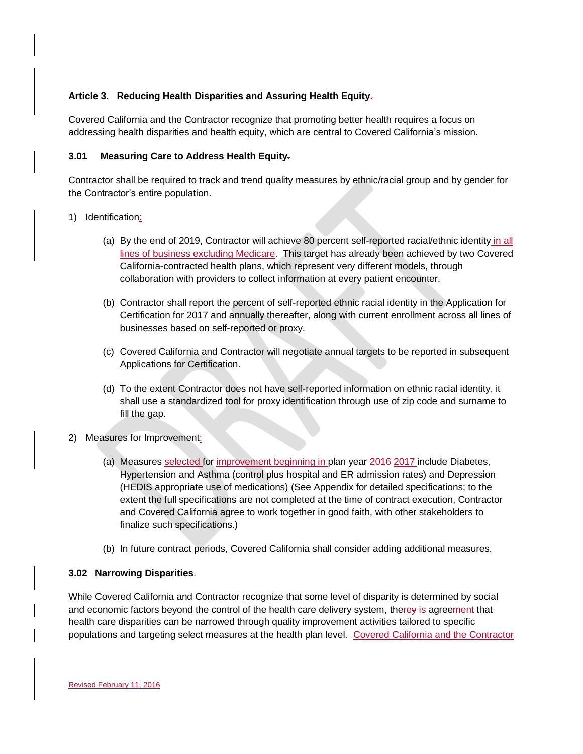**Article 3. Reducing Health Disparities and Assuring Health Equity**

Covered California and the Contractor recognize that promoting better health requires a focus on addressing health disparities and health equity, which are central to Covered California's mission.

**3.01 Measuring Care to Address Health Equity**

Contractor shall be required to track and trend quality measures by ethnic/racial group and by gender for the Contractor's entire population.

1) Identification:

   (a) By the end of 2019, Contractor will achieve 80 percent self-reported racial/ethnic identity in all lines of business excluding Medicare. This target has already been achieved by two Covered California-contracted health plans, which represent very different models, through collaboration with providers to collect information at every patient encounter.

   (b) Contractor shall report the percent of self-reported ethnic racial identity in the Application for Certification for 2017 and annually thereafter, along with current enrollment across all lines of businesses based on self-reported or proxy.

   (c) Covered California and Contractor will negotiate annual targets to be reported in subsequent Applications for Certification.

   (d) To the extent Contractor does not have self-reported information on ethnic racial identity, it shall use a standardized tool for proxy identification through use of zip code and surname to fill the gap.

2) Measures for Improvement:

   (a) Measures selected for improvement beginning in plan year 2017 include Diabetes, Hypertension and Asthma (control plus hospital and ER admission rates) and Depression (HEDIS appropriate use of medications) (See Appendix for detailed specifications; to the extent the full specifications are not completed at the time of contract execution, Contractor and Covered California agree to work together in good faith, with other stakeholders to finalize such specifications.)

   (b) In future contract periods, Covered California shall consider adding additional measures.

**3.02 Narrowing Disparities**

While Covered California and Contractor recognize that some level of disparity is determined by social and economic factors beyond the control of the health care delivery system, there is agreement that health care disparities can be narrowed through quality improvement activities tailored to specific populations and targeting select measures at the health plan level. Covered California and the Contractor

Revised February 11, 2016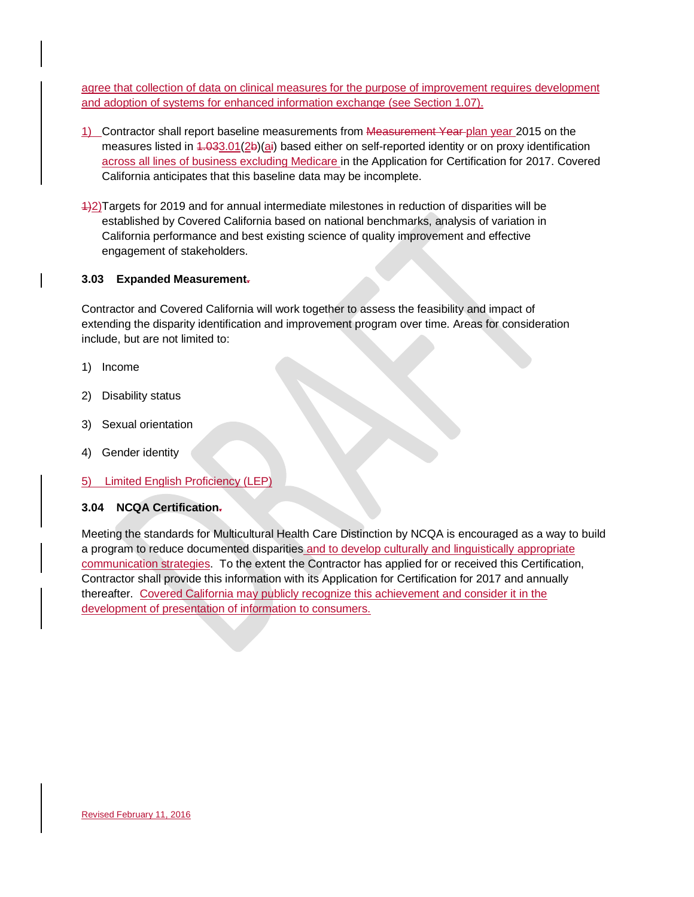agree that collection of data on clinical measures for the purpose of improvement requires development and adoption of systems for enhanced information exchange (see Section 1.07).

1) Contractor shall report baseline measurements from ~~Measurement Year~~ plan year 2015 on the measures listed in ~~1.03~~3.01(~~2~~b)(~~a~~i) based either on self-reported identity or on proxy identification across all lines of business excluding Medicare in the Application for Certification for 2017. Covered California anticipates that this baseline data may be incomplete.

~~1)~~2) Targets for 2019 and for annual intermediate milestones in reduction of disparities will be established by Covered California based on national benchmarks, analysis of variation in California performance and best existing science of quality improvement and effective engagement of stakeholders.

### 3.03 Expanded Measurement~~.~~

Contractor and Covered California will work together to assess the feasibility and impact of extending the disparity identification and improvement program over time. Areas for consideration include, but are not limited to:

1) Income
2) Disability status
3) Sexual orientation
4) Gender identity
5) Limited English Proficiency (LEP)

### 3.04 NCQA Certification~~.~~

Meeting the standards for Multicultural Health Care Distinction by NCQA is encouraged as a way to build a program to reduce documented disparities and to develop culturally and linguistically appropriate communication strategies. To the extent the Contractor has applied for or received this Certification, Contractor shall provide this information with its Application for Certification for 2017 and annually thereafter. Covered California may publicly recognize this achievement and consider it in the development of presentation of information to consumers.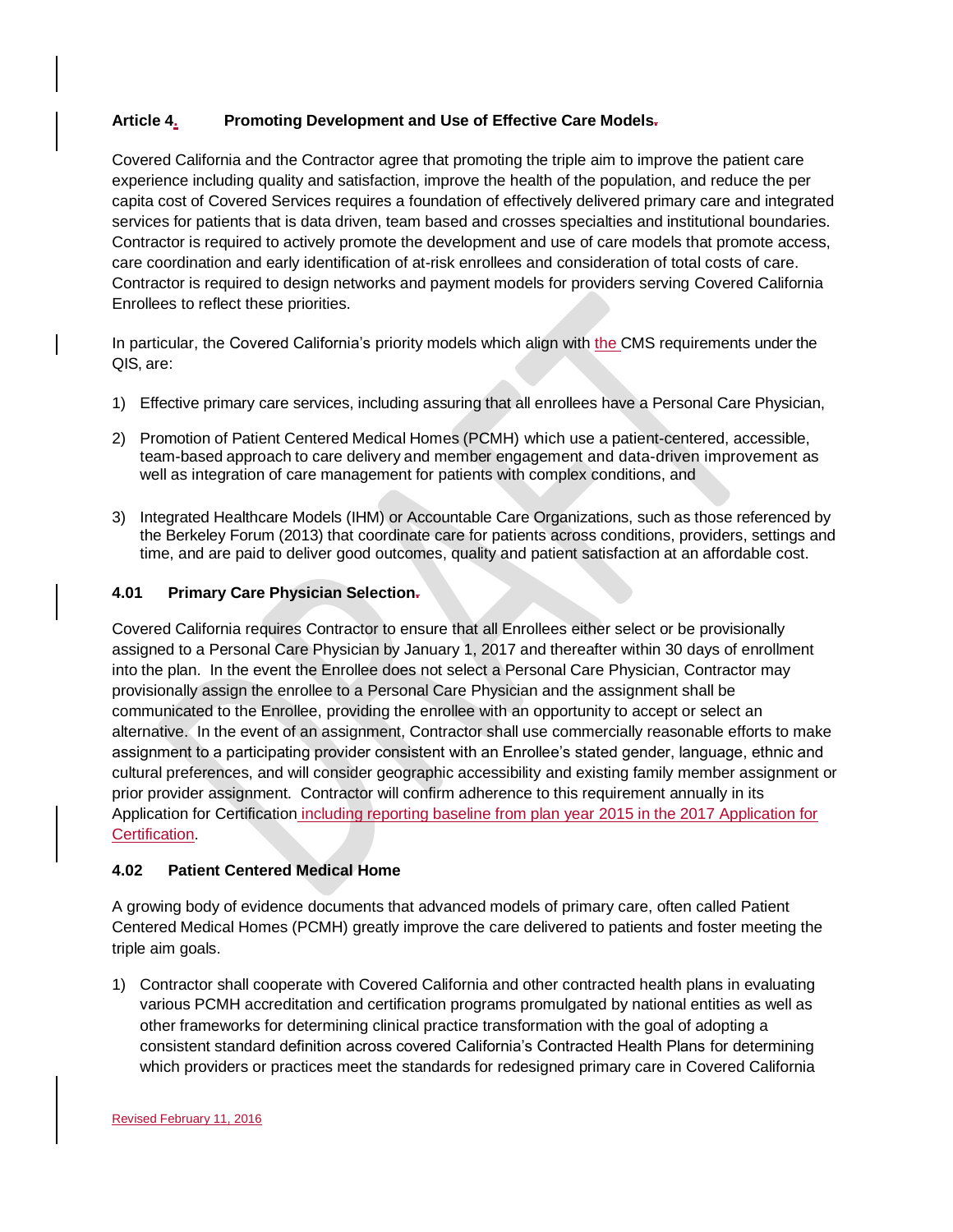## Article 4. Promoting Development and Use of Effective Care Models

Covered California and the Contractor agree that promoting the triple aim to improve the patient care experience including quality and satisfaction, improve the health of the population, and reduce the per capita cost of Covered Services requires a foundation of effectively delivered primary care and integrated services for patients that is data driven, team based and crosses specialties and institutional boundaries. Contractor is required to actively promote the development and use of care models that promote access, care coordination and early identification of at-risk enrollees and consideration of total costs of care. Contractor is required to design networks and payment models for providers serving Covered California Enrollees to reflect these priorities.

In particular, the Covered California's priority models which align with the CMS requirements under the QIS, are:

1) Effective primary care services, including assuring that all enrollees have a Personal Care Physician,

2) Promotion of Patient Centered Medical Homes (PCMH) which use a patient-centered, accessible, team-based approach to care delivery and member engagement and data-driven improvement as well as integration of care management for patients with complex conditions, and

3) Integrated Healthcare Models (IHM) or Accountable Care Organizations, such as those referenced by the Berkeley Forum (2013) that coordinate care for patients across conditions, providers, settings and time, and are paid to deliver good outcomes, quality and patient satisfaction at an affordable cost.

### 4.01 Primary Care Physician Selection

Covered California requires Contractor to ensure that all Enrollees either select or be provisionally assigned to a Personal Care Physician by January 1, 2017 and thereafter within 30 days of enrollment into the plan. In the event the Enrollee does not select a Personal Care Physician, Contractor may provisionally assign the enrollee to a Personal Care Physician and the assignment shall be communicated to the Enrollee, providing the enrollee with an opportunity to accept or select an alternative. In the event of an assignment, Contractor shall use commercially reasonable efforts to make assignment to a participating provider consistent with an Enrollee's stated gender, language, ethnic and cultural preferences, and will consider geographic accessibility and existing family member assignment or prior provider assignment. Contractor will confirm adherence to this requirement annually in its Application for Certification including reporting baseline from plan year 2015 in the 2017 Application for Certification.

### 4.02 Patient Centered Medical Home

A growing body of evidence documents that advanced models of primary care, often called Patient Centered Medical Homes (PCMH) greatly improve the care delivered to patients and foster meeting the triple aim goals.

1) Contractor shall cooperate with Covered California and other contracted health plans in evaluating various PCMH accreditation and certification programs promulgated by national entities as well as other frameworks for determining clinical practice transformation with the goal of adopting a consistent standard definition across covered California's Contracted Health Plans for determining which providers or practices meet the standards for redesigned primary care in Covered California

Revised February 11, 2016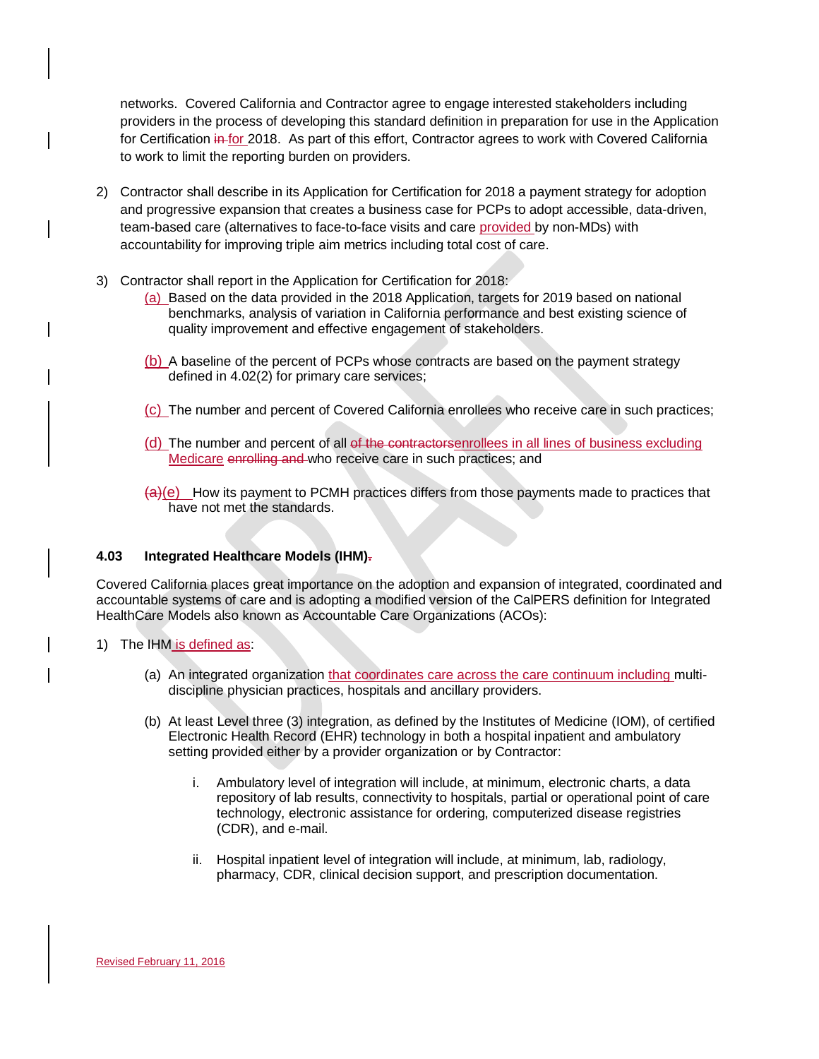networks. Covered California and Contractor agree to engage interested stakeholders including providers in the process of developing this standard definition in preparation for use in the Application for Certification in for 2018. As part of this effort, Contractor agrees to work with Covered California to work to limit the reporting burden on providers.

2) Contractor shall describe in its Application for Certification for 2018 a payment strategy for adoption and progressive expansion that creates a business case for PCPs to adopt accessible, data-driven, team-based care (alternatives to face-to-face visits and care provided by non-MDs) with accountability for improving triple aim metrics including total cost of care.

3) Contractor shall report in the Application for Certification for 2018:
   - (a) Based on the data provided in the 2018 Application, targets for 2019 based on national benchmarks, analysis of variation in California performance and best existing science of quality improvement and effective engagement of stakeholders.
   - (b) A baseline of the percent of PCPs whose contracts are based on the payment strategy defined in 4.02(2) for primary care services;
   - (c) The number and percent of Covered California enrollees who receive care in such practices;
   - (d) The number and percent of all of the contractorsenrollees in all lines of business excluding Medicare enrolling and who receive care in such practices; and
   - (a)(e) How its payment to PCMH practices differs from those payments made to practices that have not met the standards.

**4.03 Integrated Healthcare Models (IHM).**

Covered California places great importance on the adoption and expansion of integrated, coordinated and accountable systems of care and is adopting a modified version of the CalPERS definition for Integrated HealthCare Models also known as Accountable Care Organizations (ACOs):

1) The IHM is defined as:
   - (a) An integrated organization that coordinates care across the care continuum including multi-discipline physician practices, hospitals and ancillary providers.
   - (b) At least Level three (3) integration, as defined by the Institutes of Medicine (IOM), of certified Electronic Health Record (EHR) technology in both a hospital inpatient and ambulatory setting provided either by a provider organization or by Contractor:
      - i. Ambulatory level of integration will include, at minimum, electronic charts, a data repository of lab results, connectivity to hospitals, partial or operational point of care technology, electronic assistance for ordering, computerized disease registries (CDR), and e-mail.
      - ii. Hospital inpatient level of integration will include, at minimum, lab, radiology, pharmacy, CDR, clinical decision support, and prescription documentation.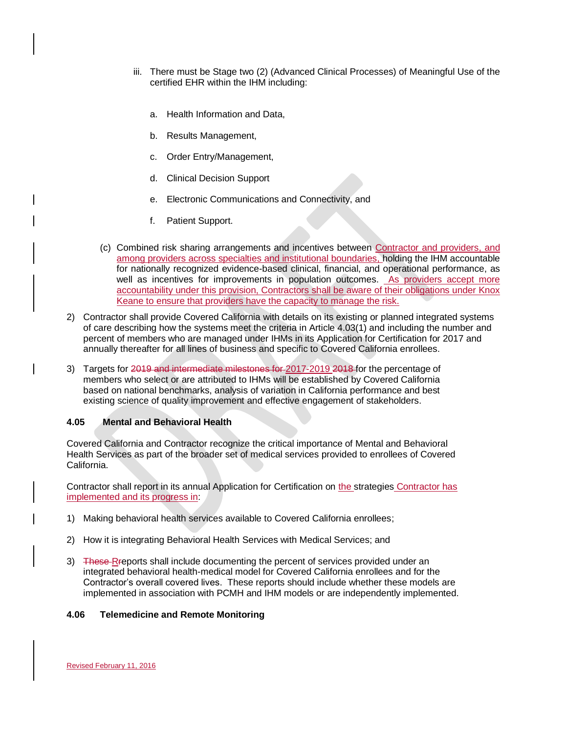iii. There must be Stage two (2) (Advanced Clinical Processes) of Meaningful Use of the certified EHR within the IHM including:

a. Health Information and Data,

b. Results Management,

c. Order Entry/Management,

d. Clinical Decision Support

e. Electronic Communications and Connectivity, and

f. Patient Support.

(c) Combined risk sharing arrangements and incentives between Contractor and providers, and among providers across specialties and institutional boundaries, holding the IHM accountable for nationally recognized evidence-based clinical, financial, and operational performance, as well as incentives for improvements in population outcomes. As providers accept more accountability under this provision, Contractors shall be aware of their obligations under Knox Keane to ensure that providers have the capacity to manage the risk.

2) Contractor shall provide Covered California with details on its existing or planned integrated systems of care describing how the systems meet the criteria in Article 4.03(1) and including the number and percent of members who are managed under IHMs in its Application for Certification for 2017 and annually thereafter for all lines of business and specific to Covered California enrollees.

3) Targets for ~~2019 and intermediate milestones for~~ 2017-2019 ~~2018~~ for the percentage of members who select or are attributed to IHMs will be established by Covered California based on national benchmarks, analysis of variation in California performance and best existing science of quality improvement and effective engagement of stakeholders.

### 4.05 Mental and Behavioral Health

Covered California and Contractor recognize the critical importance of Mental and Behavioral Health Services as part of the broader set of medical services provided to enrollees of Covered California.

Contractor shall report in its annual Application for Certification on the strategies Contractor has implemented and its progress in:

1) Making behavioral health services available to Covered California enrollees;

2) How it is integrating Behavioral Health Services with Medical Services; and

3) ~~These~~ Reports shall include documenting the percent of services provided under an integrated behavioral health-medical model for Covered California enrollees and for the Contractor's overall covered lives. These reports should include whether these models are implemented in association with PCMH and IHM models or are independently implemented.

### 4.06 Telemedicine and Remote Monitoring

Revised February 11, 2016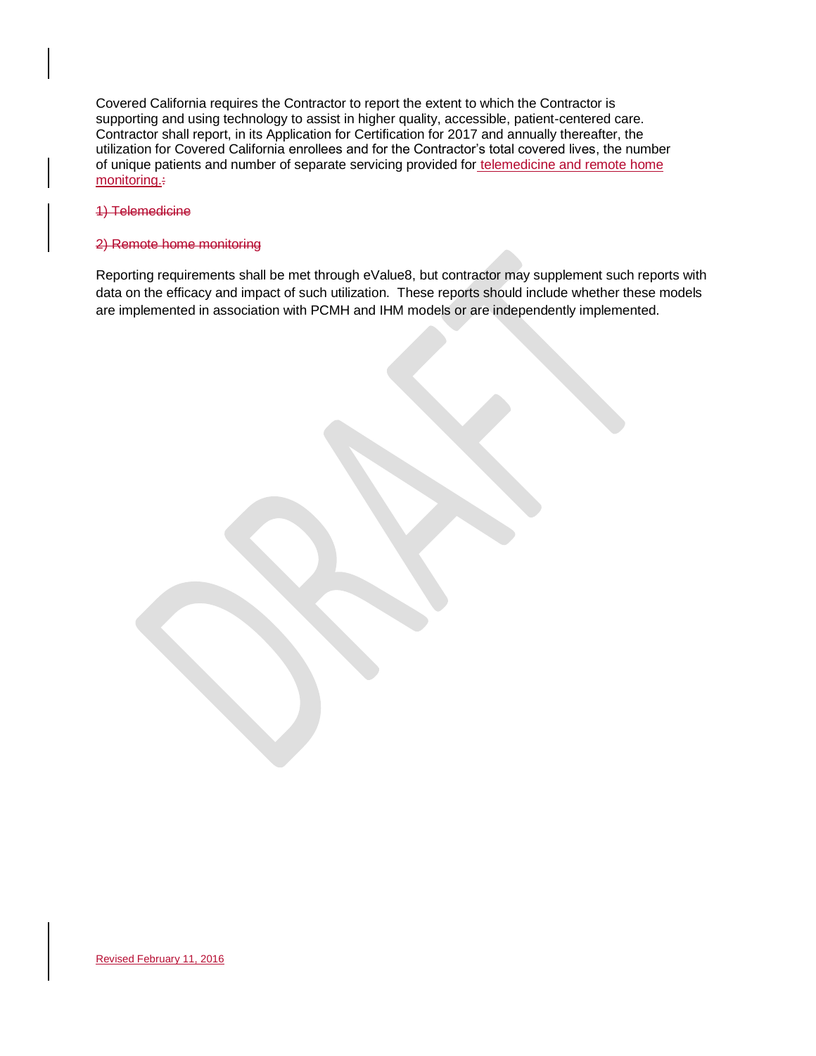Covered California requires the Contractor to report the extent to which the Contractor is supporting and using technology to assist in higher quality, accessible, patient-centered care. Contractor shall report, in its Application for Certification for 2017 and annually thereafter, the utilization for Covered California enrollees and for the Contractor's total covered lives, the number of unique patients and number of separate servicing provided for telemedicine and remote home monitoring.~~:~~

~~1) Telemedicine~~

~~2) Remote home monitoring~~

Reporting requirements shall be met through eValue8, but contractor may supplement such reports with data on the efficacy and impact of such utilization. These reports should include whether these models are implemented in association with PCMH and IHM models or are independently implemented.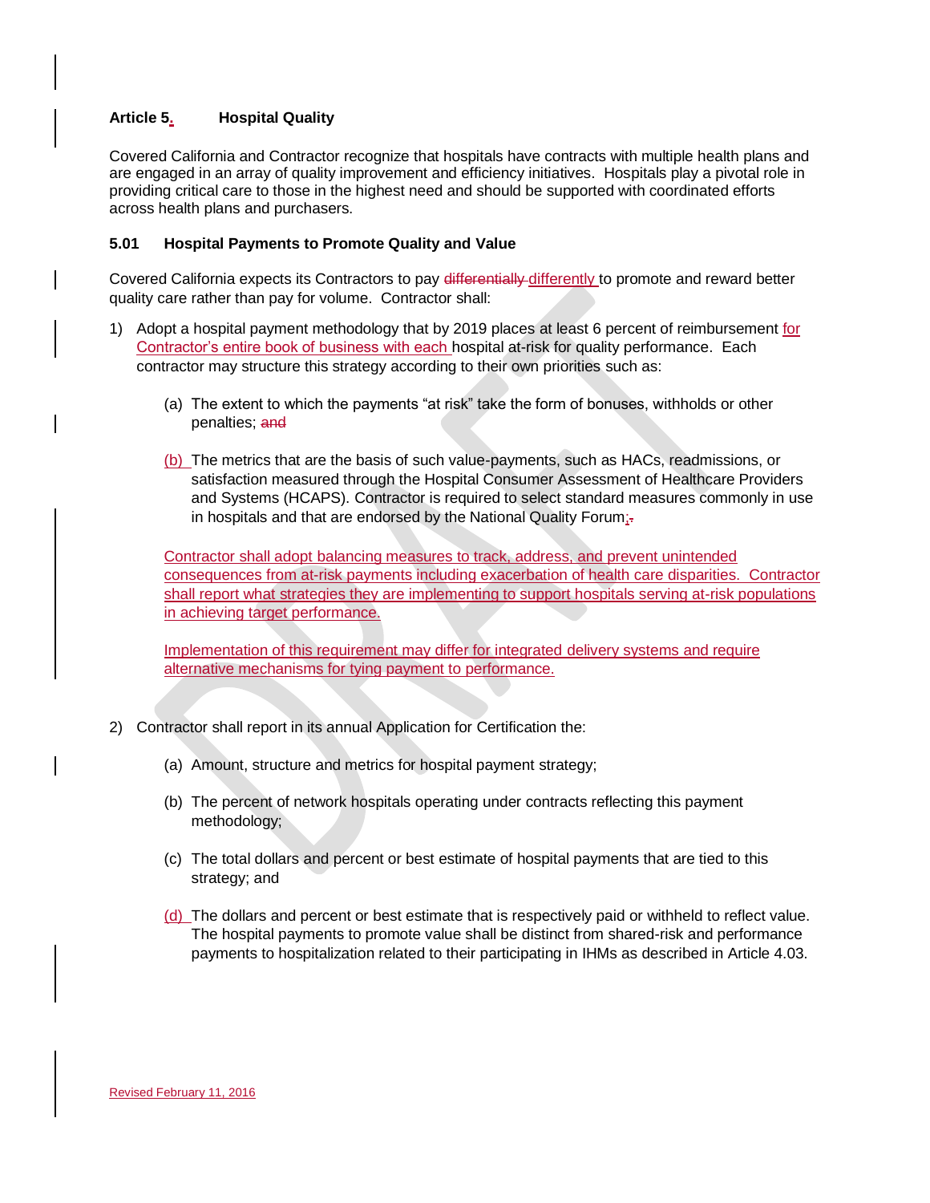## Article 5. Hospital Quality

Covered California and Contractor recognize that hospitals have contracts with multiple health plans and are engaged in an array of quality improvement and efficiency initiatives. Hospitals play a pivotal role in providing critical care to those in the highest need and should be supported with coordinated efforts across health plans and purchasers.

### 5.01 Hospital Payments to Promote Quality and Value

Covered California expects its Contractors to pay ~~differentially~~ differently to promote and reward better quality care rather than pay for volume. Contractor shall:

1) Adopt a hospital payment methodology that by 2019 places at least 6 percent of reimbursement for Contractor's entire book of business with each hospital at-risk for quality performance. Each contractor may structure this strategy according to their own priorities such as:

    (a) The extent to which the payments "at risk" take the form of bonuses, withholds or other penalties; ~~and~~

    (b) The metrics that are the basis of such value-payments, such as HACs, readmissions, or satisfaction measured through the Hospital Consumer Assessment of Healthcare Providers and Systems (HCAPS). Contractor is required to select standard measures commonly in use in hospitals and that are endorsed by the National Quality Forum;~~.~~

    Contractor shall adopt balancing measures to track, address, and prevent unintended consequences from at-risk payments including exacerbation of health care disparities. Contractor shall report what strategies they are implementing to support hospitals serving at-risk populations in achieving target performance.

    Implementation of this requirement may differ for integrated delivery systems and require alternative mechanisms for tying payment to performance.

2) Contractor shall report in its annual Application for Certification the:

    (a) Amount, structure and metrics for hospital payment strategy;

    (b) The percent of network hospitals operating under contracts reflecting this payment methodology;

    (c) The total dollars and percent or best estimate of hospital payments that are tied to this strategy; and

    (d) The dollars and percent or best estimate that is respectively paid or withheld to reflect value. The hospital payments to promote value shall be distinct from shared-risk and performance payments to hospitalization related to their participating in IHMs as described in Article 4.03.

Revised February 11, 2016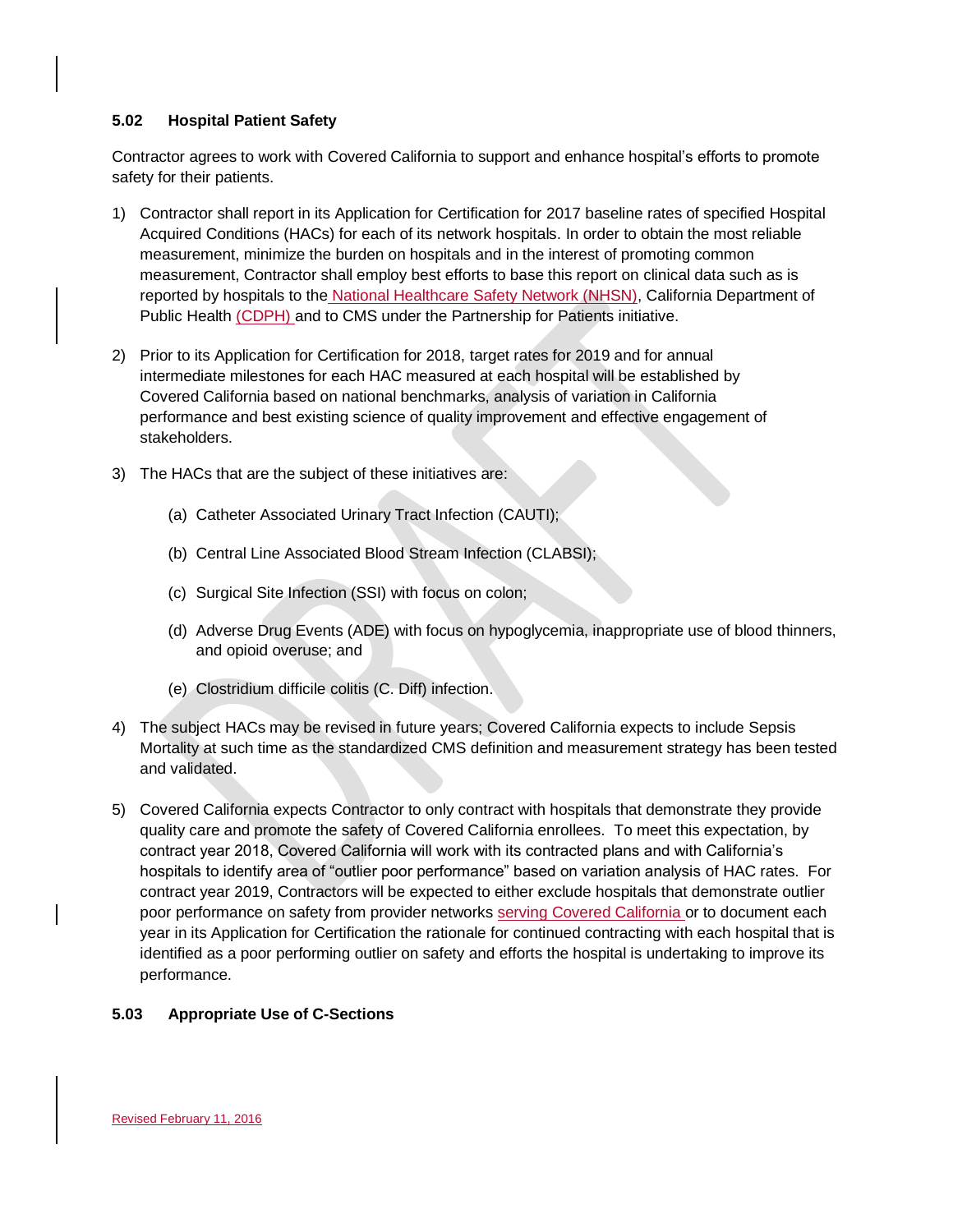### 5.02 Hospital Patient Safety

Contractor agrees to work with Covered California to support and enhance hospital's efforts to promote safety for their patients.

1) Contractor shall report in its Application for Certification for 2017 baseline rates of specified Hospital Acquired Conditions (HACs) for each of its network hospitals. In order to obtain the most reliable measurement, minimize the burden on hospitals and in the interest of promoting common measurement, Contractor shall employ best efforts to base this report on clinical data such as is reported by hospitals to the National Healthcare Safety Network (NHSN), California Department of Public Health (CDPH) and to CMS under the Partnership for Patients initiative.

2) Prior to its Application for Certification for 2018, target rates for 2019 and for annual intermediate milestones for each HAC measured at each hospital will be established by Covered California based on national benchmarks, analysis of variation in California performance and best existing science of quality improvement and effective engagement of stakeholders.

3) The HACs that are the subject of these initiatives are:

   (a) Catheter Associated Urinary Tract Infection (CAUTI);

   (b) Central Line Associated Blood Stream Infection (CLABSI);

   (c) Surgical Site Infection (SSI) with focus on colon;

   (d) Adverse Drug Events (ADE) with focus on hypoglycemia, inappropriate use of blood thinners, and opioid overuse; and

   (e) Clostridium difficile colitis (C. Diff) infection.

4) The subject HACs may be revised in future years; Covered California expects to include Sepsis Mortality at such time as the standardized CMS definition and measurement strategy has been tested and validated.

5) Covered California expects Contractor to only contract with hospitals that demonstrate they provide quality care and promote the safety of Covered California enrollees. To meet this expectation, by contract year 2018, Covered California will work with its contracted plans and with California's hospitals to identify area of "outlier poor performance" based on variation analysis of HAC rates. For contract year 2019, Contractors will be expected to either exclude hospitals that demonstrate outlier poor performance on safety from provider networks serving Covered California or to document each year in its Application for Certification the rationale for continued contracting with each hospital that is identified as a poor performing outlier on safety and efforts the hospital is undertaking to improve its performance.

### 5.03 Appropriate Use of C-Sections

Revised February 11, 2016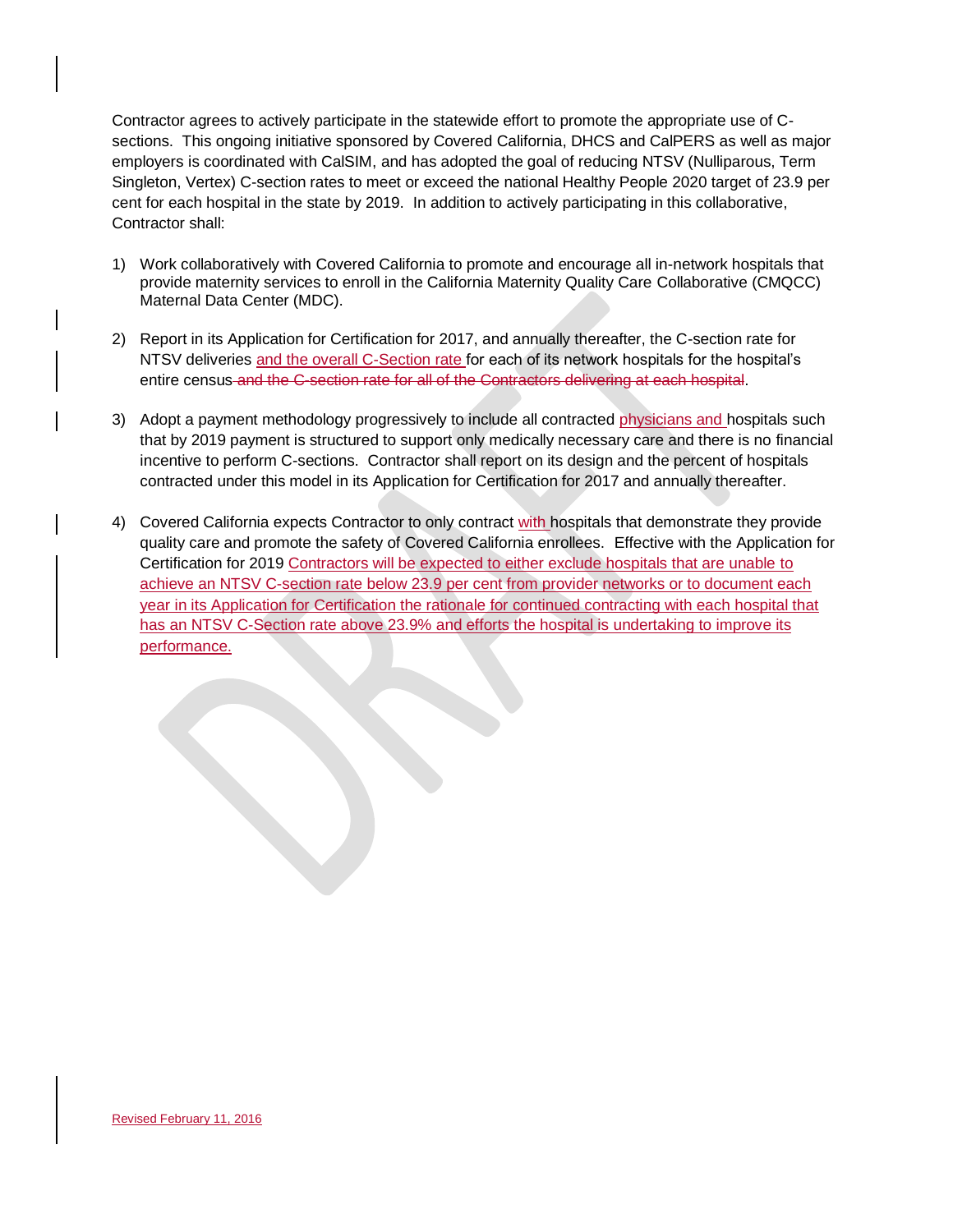Contractor agrees to actively participate in the statewide effort to promote the appropriate use of C-sections. This ongoing initiative sponsored by Covered California, DHCS and CalPERS as well as major employers is coordinated with CalSIM, and has adopted the goal of reducing NTSV (Nulliparous, Term Singleton, Vertex) C-section rates to meet or exceed the national Healthy People 2020 target of 23.9 per cent for each hospital in the state by 2019. In addition to actively participating in this collaborative, Contractor shall:

1) Work collaboratively with Covered California to promote and encourage all in-network hospitals that provide maternity services to enroll in the California Maternity Quality Care Collaborative (CMQCC) Maternal Data Center (MDC).

2) Report in its Application for Certification for 2017, and annually thereafter, the C-section rate for NTSV deliveries and the overall C-Section rate for each of its network hospitals for the hospital's entire census ~~and the C-section rate for all of the Contractors delivering at each hospital~~.

3) Adopt a payment methodology progressively to include all contracted physicians and hospitals such that by 2019 payment is structured to support only medically necessary care and there is no financial incentive to perform C-sections. Contractor shall report on its design and the percent of hospitals contracted under this model in its Application for Certification for 2017 and annually thereafter.

4) Covered California expects Contractor to only contract with hospitals that demonstrate they provide quality care and promote the safety of Covered California enrollees. Effective with the Application for Certification for 2019 Contractors will be expected to either exclude hospitals that are unable to achieve an NTSV C-section rate below 23.9 per cent from provider networks or to document each year in its Application for Certification the rationale for continued contracting with each hospital that has an NTSV C-Section rate above 23.9% and efforts the hospital is undertaking to improve its performance.

Revised February 11, 2016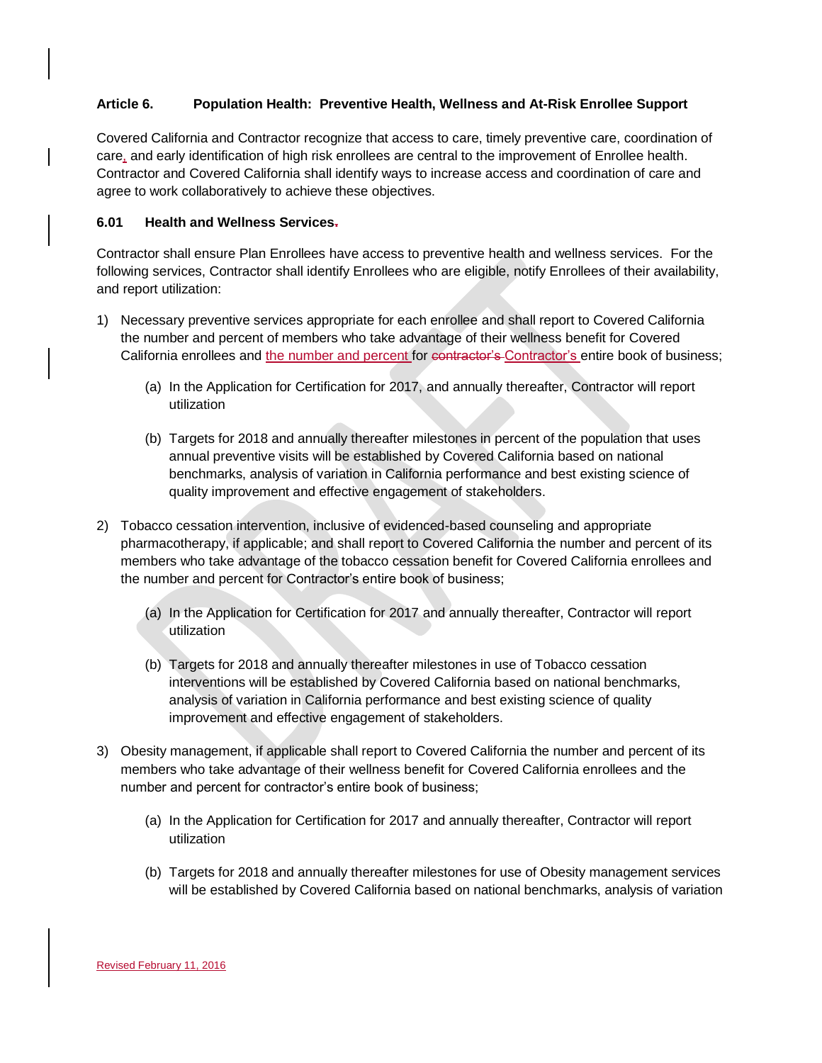**Article 6. Population Health: Preventive Health, Wellness and At-Risk Enrollee Support**

Covered California and Contractor recognize that access to care, timely preventive care, coordination of care, and early identification of high risk enrollees are central to the improvement of Enrollee health. Contractor and Covered California shall identify ways to increase access and coordination of care and agree to work collaboratively to achieve these objectives.

**6.01 Health and Wellness Services**

Contractor shall ensure Plan Enrollees have access to preventive health and wellness services. For the following services, Contractor shall identify Enrollees who are eligible, notify Enrollees of their availability, and report utilization:

1) Necessary preventive services appropriate for each enrollee and shall report to Covered California the number and percent of members who take advantage of their wellness benefit for Covered California enrollees and the number and percent for Contractor's entire book of business;

    (a) In the Application for Certification for 2017, and annually thereafter, Contractor will report utilization

    (b) Targets for 2018 and annually thereafter milestones in percent of the population that uses annual preventive visits will be established by Covered California based on national benchmarks, analysis of variation in California performance and best existing science of quality improvement and effective engagement of stakeholders.

2) Tobacco cessation intervention, inclusive of evidenced-based counseling and appropriate pharmacotherapy, if applicable; and shall report to Covered California the number and percent of its members who take advantage of the tobacco cessation benefit for Covered California enrollees and the number and percent for Contractor's entire book of business;

    (a) In the Application for Certification for 2017 and annually thereafter, Contractor will report utilization

    (b) Targets for 2018 and annually thereafter milestones in use of Tobacco cessation interventions will be established by Covered California based on national benchmarks, analysis of variation in California performance and best existing science of quality improvement and effective engagement of stakeholders.

3) Obesity management, if applicable shall report to Covered California the number and percent of its members who take advantage of their wellness benefit for Covered California enrollees and the number and percent for contractor's entire book of business;

    (a) In the Application for Certification for 2017 and annually thereafter, Contractor will report utilization

    (b) Targets for 2018 and annually thereafter milestones for use of Obesity management services will be established by Covered California based on national benchmarks, analysis of variation

Revised February 11, 2016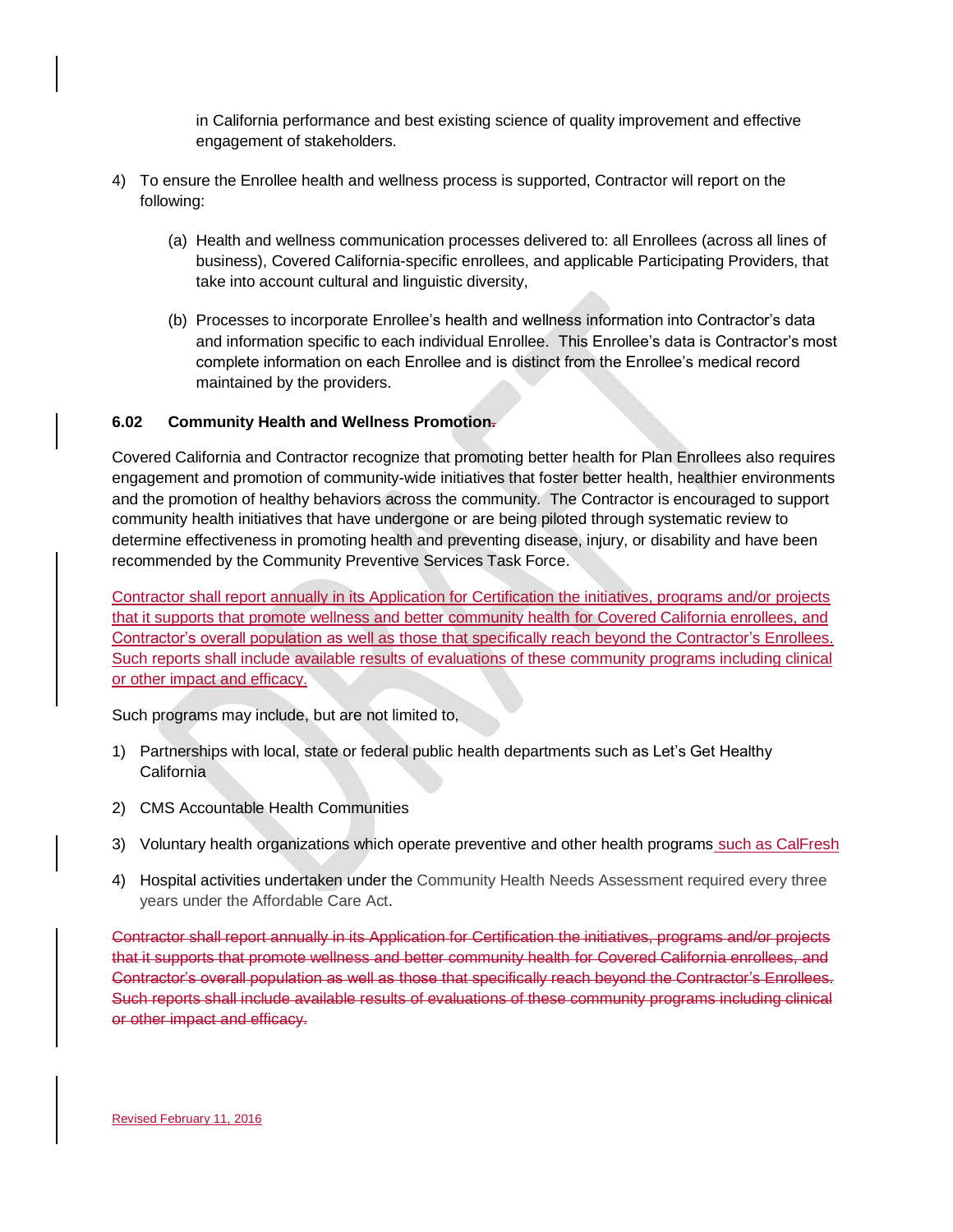in California performance and best existing science of quality improvement and effective engagement of stakeholders.

4) To ensure the Enrollee health and wellness process is supported, Contractor will report on the following:

   (a) Health and wellness communication processes delivered to: all Enrollees (across all lines of business), Covered California-specific enrollees, and applicable Participating Providers, that take into account cultural and linguistic diversity,

   (b) Processes to incorporate Enrollee's health and wellness information into Contractor's data and information specific to each individual Enrollee. This Enrollee's data is Contractor's most complete information on each Enrollee and is distinct from the Enrollee's medical record maintained by the providers.

**6.02 Community Health and Wellness Promotion.**

Covered California and Contractor recognize that promoting better health for Plan Enrollees also requires engagement and promotion of community-wide initiatives that foster better health, healthier environments and the promotion of healthy behaviors across the community. The Contractor is encouraged to support community health initiatives that have undergone or are being piloted through systematic review to determine effectiveness in promoting health and preventing disease, injury, or disability and have been recommended by the Community Preventive Services Task Force.

Contractor shall report annually in its Application for Certification the initiatives, programs and/or projects that it supports that promote wellness and better community health for Covered California enrollees, and Contractor's overall population as well as those that specifically reach beyond the Contractor's Enrollees. Such reports shall include available results of evaluations of these community programs including clinical or other impact and efficacy.

Such programs may include, but are not limited to,

1) Partnerships with local, state or federal public health departments such as Let's Get Healthy California

2) CMS Accountable Health Communities

3) Voluntary health organizations which operate preventive and other health programs such as CalFresh

4) Hospital activities undertaken under the Community Health Needs Assessment required every three years under the Affordable Care Act.

~~Contractor shall report annually in its Application for Certification the initiatives, programs and/or projects that it supports that promote wellness and better community health for Covered California enrollees, and Contractor's overall population as well as those that specifically reach beyond the Contractor's Enrollees. Such reports shall include available results of evaluations of these community programs including clinical or other impact and efficacy.~~

Revised February 11, 2016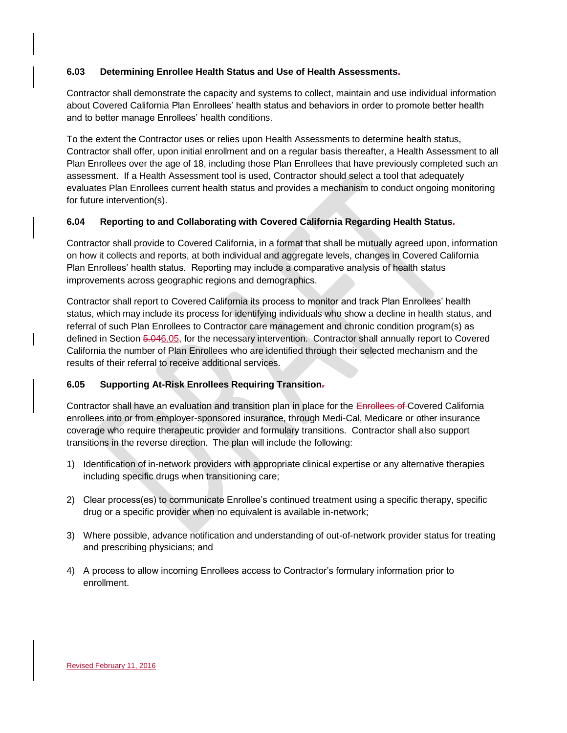### 6.03 Determining Enrollee Health Status and Use of Health Assessments.

Contractor shall demonstrate the capacity and systems to collect, maintain and use individual information about Covered California Plan Enrollees' health status and behaviors in order to promote better health and to better manage Enrollees' health conditions.

To the extent the Contractor uses or relies upon Health Assessments to determine health status, Contractor shall offer, upon initial enrollment and on a regular basis thereafter, a Health Assessment to all Plan Enrollees over the age of 18, including those Plan Enrollees that have previously completed such an assessment. If a Health Assessment tool is used, Contractor should select a tool that adequately evaluates Plan Enrollees current health status and provides a mechanism to conduct ongoing monitoring for future intervention(s).

### 6.04 Reporting to and Collaborating with Covered California Regarding Health Status.

Contractor shall provide to Covered California, in a format that shall be mutually agreed upon, information on how it collects and reports, at both individual and aggregate levels, changes in Covered California Plan Enrollees' health status. Reporting may include a comparative analysis of health status improvements across geographic regions and demographics.

Contractor shall report to Covered California its process to monitor and track Plan Enrollees' health status, which may include its process for identifying individuals who show a decline in health status, and referral of such Plan Enrollees to Contractor care management and chronic condition program(s) as defined in Section ~~5.04~~6.05, for the necessary intervention. Contractor shall annually report to Covered California the number of Plan Enrollees who are identified through their selected mechanism and the results of their referral to receive additional services.

### 6.05 Supporting At-Risk Enrollees Requiring Transition.

Contractor shall have an evaluation and transition plan in place for the ~~Enrollees of~~ Covered California enrollees into or from employer-sponsored insurance, through Medi-Cal, Medicare or other insurance coverage who require therapeutic provider and formulary transitions. Contractor shall also support transitions in the reverse direction. The plan will include the following:

1) Identification of in-network providers with appropriate clinical expertise or any alternative therapies including specific drugs when transitioning care;

2) Clear process(es) to communicate Enrollee's continued treatment using a specific therapy, specific drug or a specific provider when no equivalent is available in-network;

3) Where possible, advance notification and understanding of out-of-network provider status for treating and prescribing physicians; and

4) A process to allow incoming Enrollees access to Contractor's formulary information prior to enrollment.

Revised February 11, 2016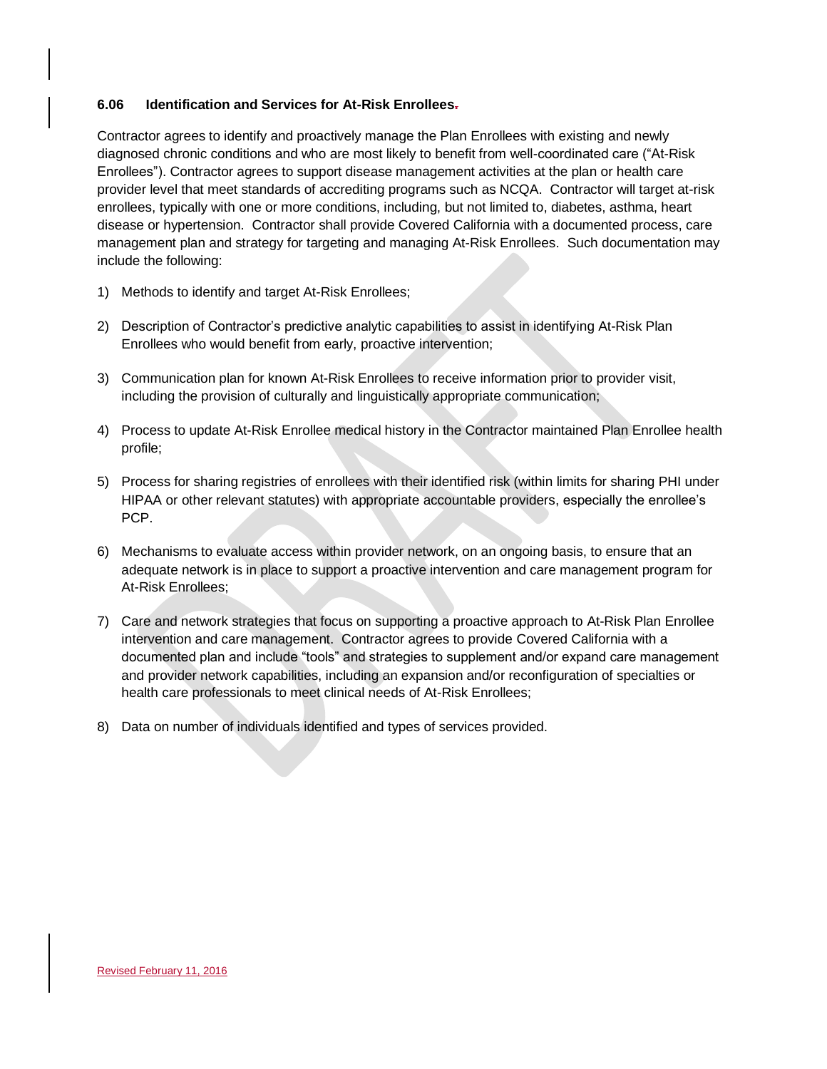### 6.06 Identification and Services for At-Risk Enrollees.

Contractor agrees to identify and proactively manage the Plan Enrollees with existing and newly diagnosed chronic conditions and who are most likely to benefit from well-coordinated care ("At-Risk Enrollees"). Contractor agrees to support disease management activities at the plan or health care provider level that meet standards of accrediting programs such as NCQA. Contractor will target at-risk enrollees, typically with one or more conditions, including, but not limited to, diabetes, asthma, heart disease or hypertension. Contractor shall provide Covered California with a documented process, care management plan and strategy for targeting and managing At-Risk Enrollees. Such documentation may include the following:

1) Methods to identify and target At-Risk Enrollees;

2) Description of Contractor's predictive analytic capabilities to assist in identifying At-Risk Plan Enrollees who would benefit from early, proactive intervention;

3) Communication plan for known At-Risk Enrollees to receive information prior to provider visit, including the provision of culturally and linguistically appropriate communication;

4) Process to update At-Risk Enrollee medical history in the Contractor maintained Plan Enrollee health profile;

5) Process for sharing registries of enrollees with their identified risk (within limits for sharing PHI under HIPAA or other relevant statutes) with appropriate accountable providers, especially the enrollee's PCP.

6) Mechanisms to evaluate access within provider network, on an ongoing basis, to ensure that an adequate network is in place to support a proactive intervention and care management program for At-Risk Enrollees;

7) Care and network strategies that focus on supporting a proactive approach to At-Risk Plan Enrollee intervention and care management. Contractor agrees to provide Covered California with a documented plan and include "tools" and strategies to supplement and/or expand care management and provider network capabilities, including an expansion and/or reconfiguration of specialties or health care professionals to meet clinical needs of At-Risk Enrollees;

8) Data on number of individuals identified and types of services provided.

Revised February 11, 2016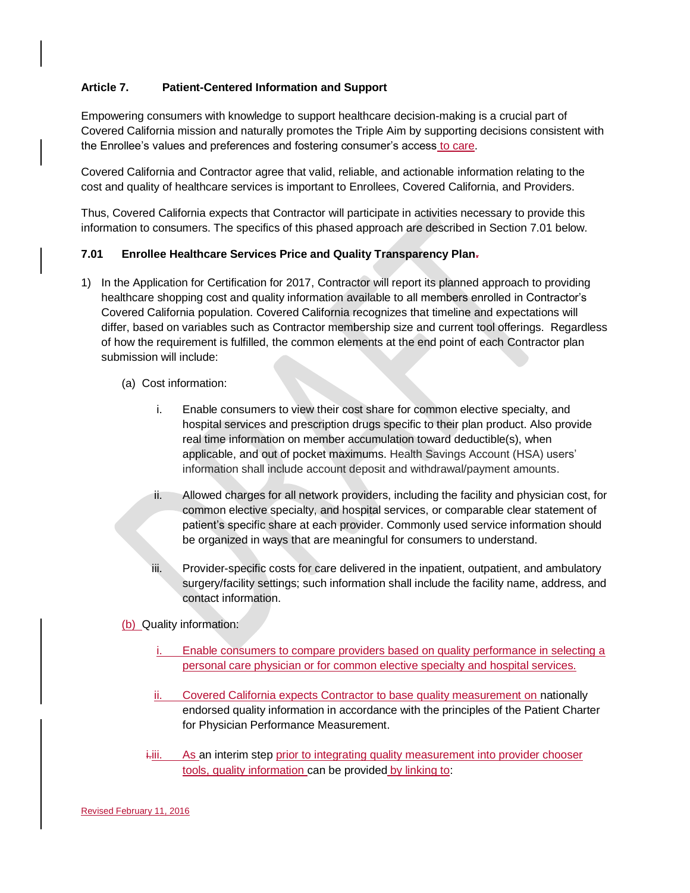**Article 7. Patient-Centered Information and Support**

Empowering consumers with knowledge to support healthcare decision-making is a crucial part of Covered California mission and naturally promotes the Triple Aim by supporting decisions consistent with the Enrollee's values and preferences and fostering consumer's access to care.

Covered California and Contractor agree that valid, reliable, and actionable information relating to the cost and quality of healthcare services is important to Enrollees, Covered California, and Providers.

Thus, Covered California expects that Contractor will participate in activities necessary to provide this information to consumers. The specifics of this phased approach are described in Section 7.01 below.

**7.01 Enrollee Healthcare Services Price and Quality Transparency Plan**

1) In the Application for Certification for 2017, Contractor will report its planned approach to providing healthcare shopping cost and quality information available to all members enrolled in Contractor's Covered California population. Covered California recognizes that timeline and expectations will differ, based on variables such as Contractor membership size and current tool offerings. Regardless of how the requirement is fulfilled, the common elements at the end point of each Contractor plan submission will include:

   (a) Cost information:

      i. Enable consumers to view their cost share for common elective specialty, and hospital services and prescription drugs specific to their plan product. Also provide real time information on member accumulation toward deductible(s), when applicable, and out of pocket maximums. Health Savings Account (HSA) users' information shall include account deposit and withdrawal/payment amounts.

      ii. Allowed charges for all network providers, including the facility and physician cost, for common elective specialty, and hospital services, or comparable clear statement of patient's specific share at each provider. Commonly used service information should be organized in ways that are meaningful for consumers to understand.

      iii. Provider-specific costs for care delivered in the inpatient, outpatient, and ambulatory surgery/facility settings; such information shall include the facility name, address, and contact information.

   (b) Quality information:

      i. Enable consumers to compare providers based on quality performance in selecting a personal care physician or for common elective specialty and hospital services.

      ii. Covered California expects Contractor to base quality measurement on nationally endorsed quality information in accordance with the principles of the Patient Charter for Physician Performance Measurement.

      iii. As an interim step prior to integrating quality measurement into provider chooser tools, quality information can be provided by linking to:

Revised February 11, 2016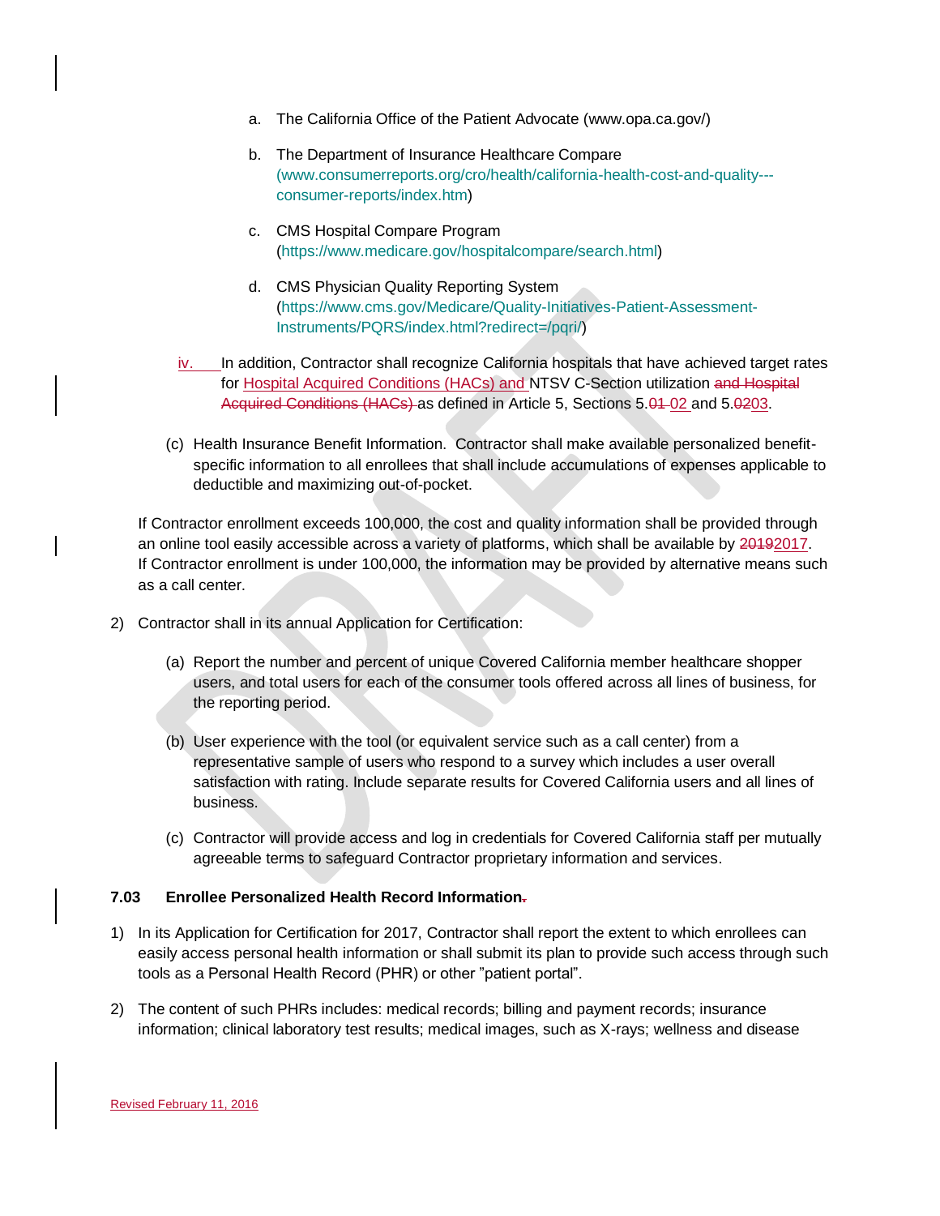a. The California Office of the Patient Advocate (www.opa.ca.gov/)

b. The Department of Insurance Healthcare Compare (www.consumerreports.org/cro/health/california-health-cost-and-quality---consumer-reports/index.htm)

c. CMS Hospital Compare Program (https://www.medicare.gov/hospitalcompare/search.html)

d. CMS Physician Quality Reporting System (https://www.cms.gov/Medicare/Quality-Initiatives-Patient-Assessment-Instruments/PQRS/index.html?redirect=/pqri/)

iv. In addition, Contractor shall recognize California hospitals that have achieved target rates for Hospital Acquired Conditions (HACs) and NTSV C-Section utilization ~~and Hospital Acquired Conditions (HACs)~~ as defined in Article 5, Sections 5.~~01~~ 02 and 5.~~02~~03.

(c) Health Insurance Benefit Information. Contractor shall make available personalized benefit-specific information to all enrollees that shall include accumulations of expenses applicable to deductible and maximizing out-of-pocket.

If Contractor enrollment exceeds 100,000, the cost and quality information shall be provided through an online tool easily accessible across a variety of platforms, which shall be available by ~~2019~~2017. If Contractor enrollment is under 100,000, the information may be provided by alternative means such as a call center.

2) Contractor shall in its annual Application for Certification:

(a) Report the number and percent of unique Covered California member healthcare shopper users, and total users for each of the consumer tools offered across all lines of business, for the reporting period.

(b) User experience with the tool (or equivalent service such as a call center) from a representative sample of users who respond to a survey which includes a user overall satisfaction with rating. Include separate results for Covered California users and all lines of business.

(c) Contractor will provide access and log in credentials for Covered California staff per mutually agreeable terms to safeguard Contractor proprietary information and services.

### 7.03 Enrollee Personalized Health Record Information~~.~~

1) In its Application for Certification for 2017, Contractor shall report the extent to which enrollees can easily access personal health information or shall submit its plan to provide such access through such tools as a Personal Health Record (PHR) or other "patient portal".

2) The content of such PHRs includes: medical records; billing and payment records; insurance information; clinical laboratory test results; medical images, such as X-rays; wellness and disease

Revised February 11, 2016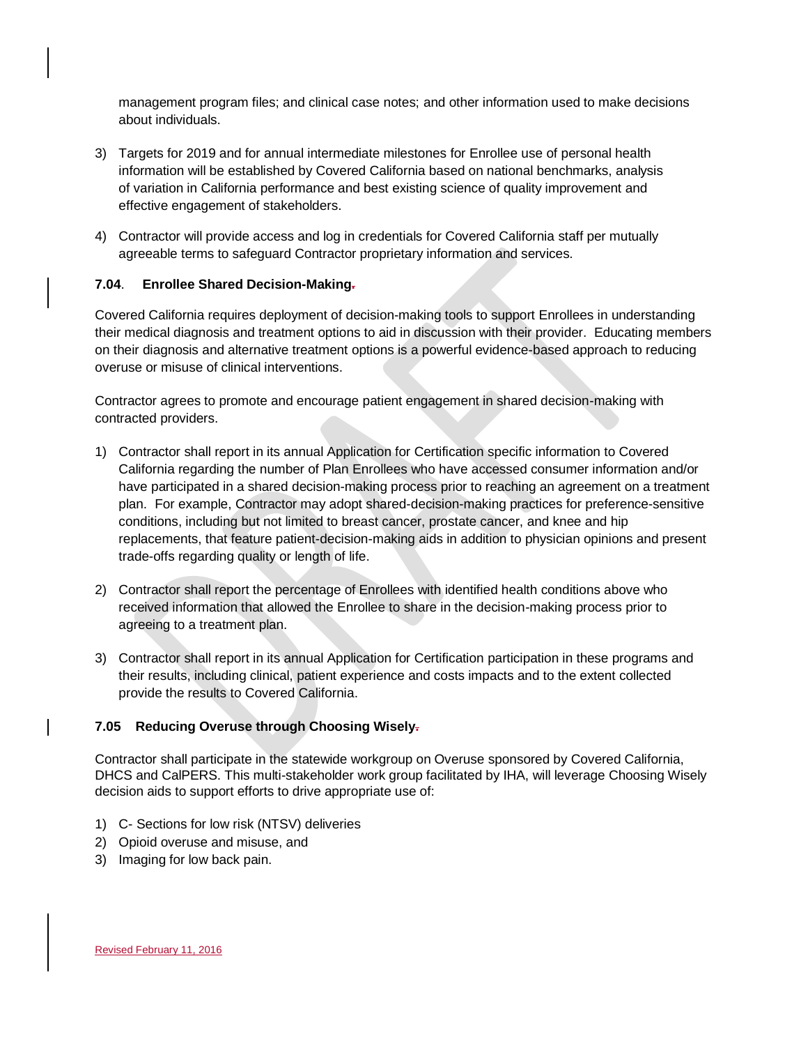management program files; and clinical case notes; and other information used to make decisions about individuals.

3) Targets for 2019 and for annual intermediate milestones for Enrollee use of personal health information will be established by Covered California based on national benchmarks, analysis of variation in California performance and best existing science of quality improvement and effective engagement of stakeholders.

4) Contractor will provide access and log in credentials for Covered California staff per mutually agreeable terms to safeguard Contractor proprietary information and services.

### 7.04. Enrollee Shared Decision-Making

Covered California requires deployment of decision-making tools to support Enrollees in understanding their medical diagnosis and treatment options to aid in discussion with their provider. Educating members on their diagnosis and alternative treatment options is a powerful evidence-based approach to reducing overuse or misuse of clinical interventions.

Contractor agrees to promote and encourage patient engagement in shared decision-making with contracted providers.

1) Contractor shall report in its annual Application for Certification specific information to Covered California regarding the number of Plan Enrollees who have accessed consumer information and/or have participated in a shared decision-making process prior to reaching an agreement on a treatment plan. For example, Contractor may adopt shared-decision-making practices for preference-sensitive conditions, including but not limited to breast cancer, prostate cancer, and knee and hip replacements, that feature patient-decision-making aids in addition to physician opinions and present trade-offs regarding quality or length of life.

2) Contractor shall report the percentage of Enrollees with identified health conditions above who received information that allowed the Enrollee to share in the decision-making process prior to agreeing to a treatment plan.

3) Contractor shall report in its annual Application for Certification participation in these programs and their results, including clinical, patient experience and costs impacts and to the extent collected provide the results to Covered California.

### 7.05 Reducing Overuse through Choosing Wisely

Contractor shall participate in the statewide workgroup on Overuse sponsored by Covered California, DHCS and CalPERS. This multi-stakeholder work group facilitated by IHA, will leverage Choosing Wisely decision aids to support efforts to drive appropriate use of:

1) C- Sections for low risk (NTSV) deliveries
2) Opioid overuse and misuse, and
3) Imaging for low back pain.

Revised February 11, 2016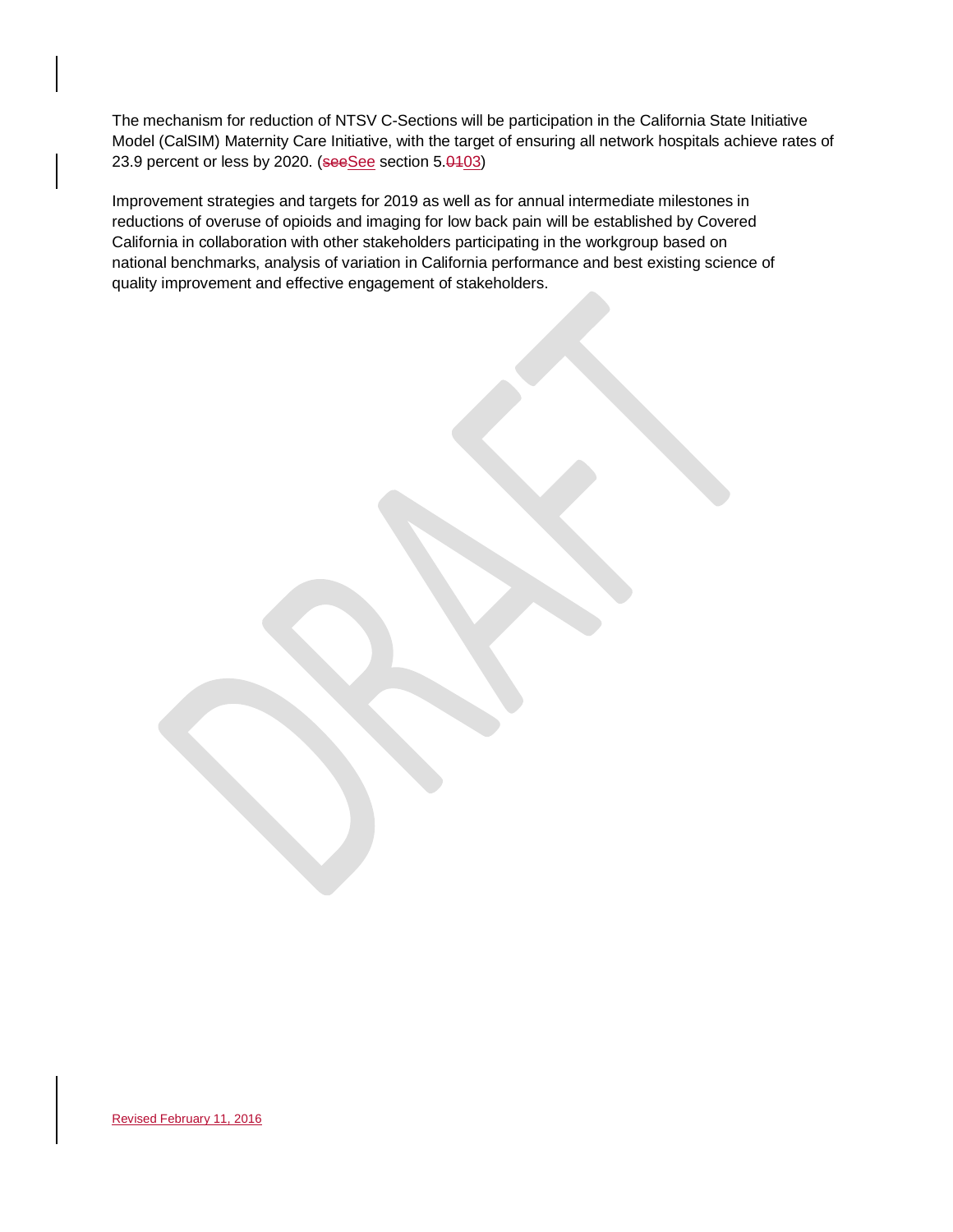The mechanism for reduction of NTSV C-Sections will be participation in the California State Initiative Model (CalSIM) Maternity Care Initiative, with the target of ensuring all network hospitals achieve rates of 23.9 percent or less by 2020. (~~see~~See section 5.~~01~~03)

Improvement strategies and targets for 2019 as well as for annual intermediate milestones in reductions of overuse of opioids and imaging for low back pain will be established by Covered California in collaboration with other stakeholders participating in the workgroup based on national benchmarks, analysis of variation in California performance and best existing science of quality improvement and effective engagement of stakeholders.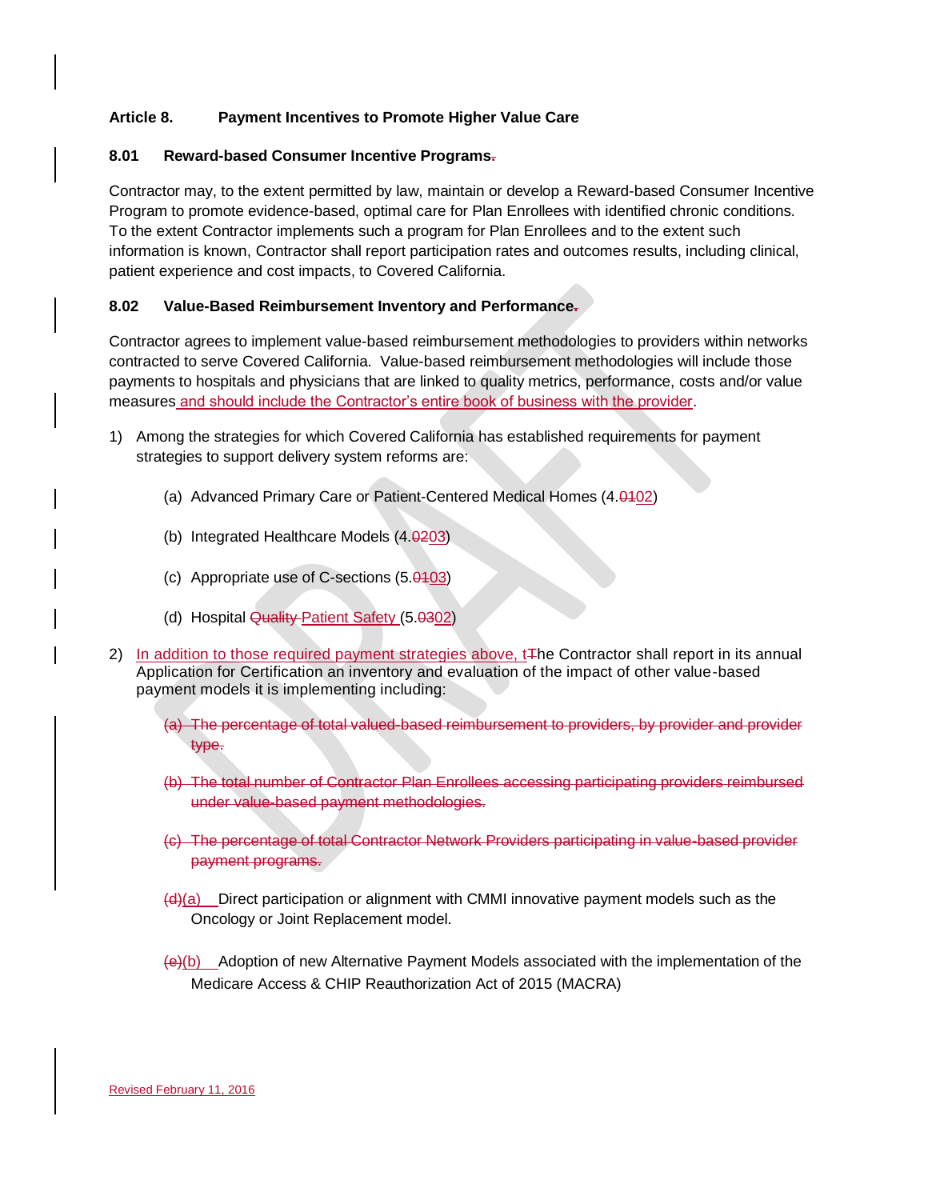**Article 8. Payment Incentives to Promote Higher Value Care**

**8.01 Reward-based Consumer Incentive Programs~~.~~**

Contractor may, to the extent permitted by law, maintain or develop a Reward-based Consumer Incentive Program to promote evidence-based, optimal care for Plan Enrollees with identified chronic conditions. To the extent Contractor implements such a program for Plan Enrollees and to the extent such information is known, Contractor shall report participation rates and outcomes results, including clinical, patient experience and cost impacts, to Covered California.

**8.02 Value-Based Reimbursement Inventory and Performance~~.~~**

Contractor agrees to implement value-based reimbursement methodologies to providers within networks contracted to serve Covered California. Value-based reimbursement methodologies will include those payments to hospitals and physicians that are linked to quality metrics, performance, costs and/or value measures and should include the Contractor's entire book of business with the provider.

1) Among the strategies for which Covered California has established requirements for payment strategies to support delivery system reforms are:

    (a) Advanced Primary Care or Patient-Centered Medical Homes (4.~~01~~02)

    (b) Integrated Healthcare Models (4.~~02~~03)

    (c) Appropriate use of C-sections (5.~~01~~03)

    (d) Hospital ~~Quality~~ Patient Safety (5.~~03~~02)

2) In addition to those required payment strategies above, t~~T~~he Contractor shall report in its annual Application for Certification an inventory and evaluation of the impact of other value-based payment models it is implementing including:

    ~~(a) The percentage of total valued-based reimbursement to providers, by provider and provider type.~~

    ~~(b) The total number of Contractor Plan Enrollees accessing participating providers reimbursed under value-based payment methodologies.~~

    ~~(c) The percentage of total Contractor Network Providers participating in value-based provider payment programs.~~

    ~~(d)~~(a) Direct participation or alignment with CMMI innovative payment models such as the Oncology or Joint Replacement model.

    ~~(e)~~(b) Adoption of new Alternative Payment Models associated with the implementation of the Medicare Access & CHIP Reauthorization Act of 2015 (MACRA)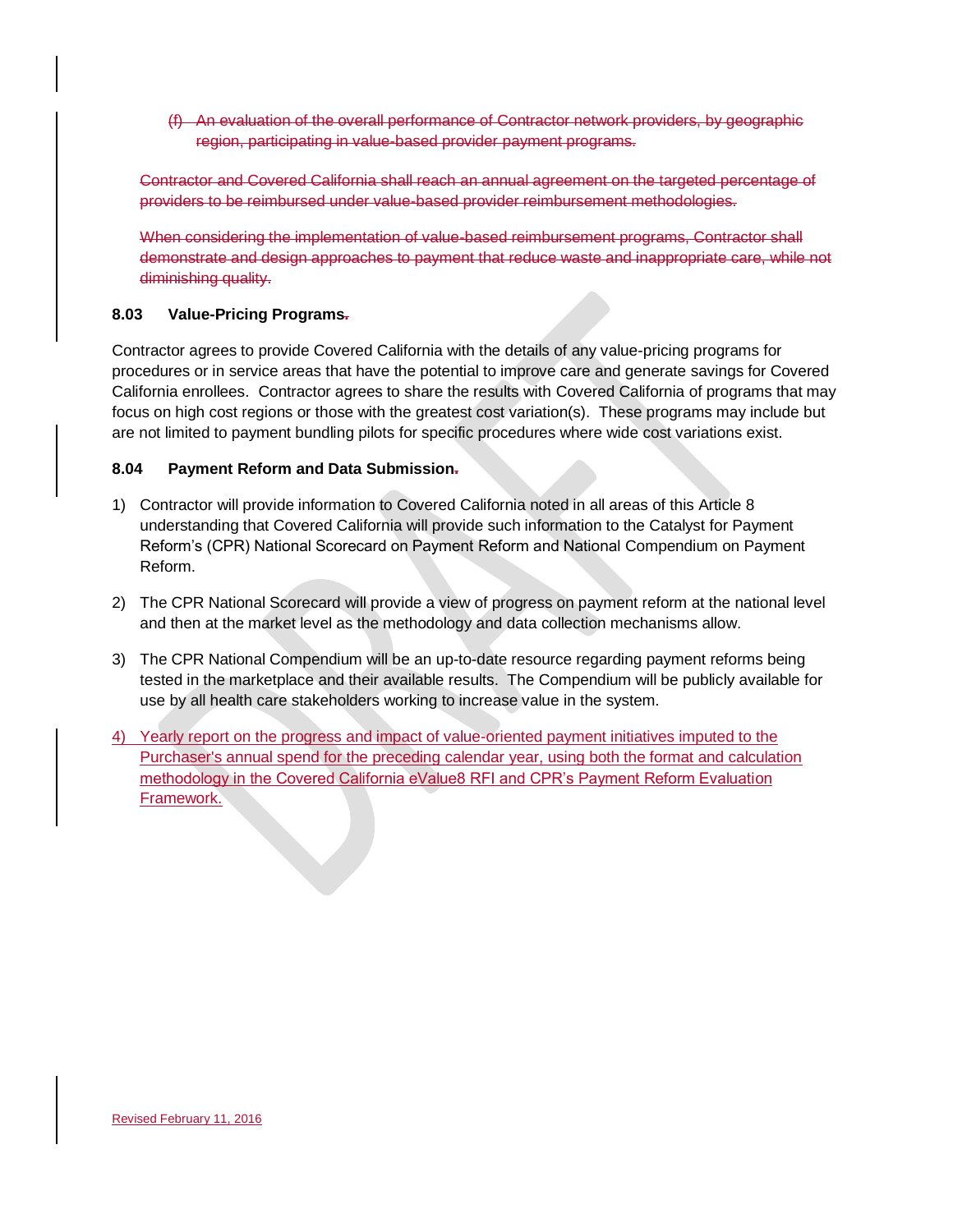~~(f) An evaluation of the overall performance of Contractor network providers, by geographic region, participating in value-based provider payment programs.~~

~~Contractor and Covered California shall reach an annual agreement on the targeted percentage of providers to be reimbursed under value-based provider reimbursement methodologies.~~

~~When considering the implementation of value-based reimbursement programs, Contractor shall demonstrate and design approaches to payment that reduce waste and inappropriate care, while not diminishing quality.~~

**8.03 Value-Pricing Programs~~.~~**

Contractor agrees to provide Covered California with the details of any value-pricing programs for procedures or in service areas that have the potential to improve care and generate savings for Covered California enrollees. Contractor agrees to share the results with Covered California of programs that may focus on high cost regions or those with the greatest cost variation(s). These programs may include but are not limited to payment bundling pilots for specific procedures where wide cost variations exist.

**8.04 Payment Reform and Data Submission~~.~~**

1) Contractor will provide information to Covered California noted in all areas of this Article 8 understanding that Covered California will provide such information to the Catalyst for Payment Reform's (CPR) National Scorecard on Payment Reform and National Compendium on Payment Reform.

2) The CPR National Scorecard will provide a view of progress on payment reform at the national level and then at the market level as the methodology and data collection mechanisms allow.

3) The CPR National Compendium will be an up-to-date resource regarding payment reforms being tested in the marketplace and their available results. The Compendium will be publicly available for use by all health care stakeholders working to increase value in the system.

4) <u>Yearly report on the progress and impact of value-oriented payment initiatives imputed to the Purchaser's annual spend for the preceding calendar year, using both the format and calculation methodology in the Covered California eValue8 RFI and CPR's Payment Reform Evaluation Framework.</u>

<u>Revised February 11, 2016</u>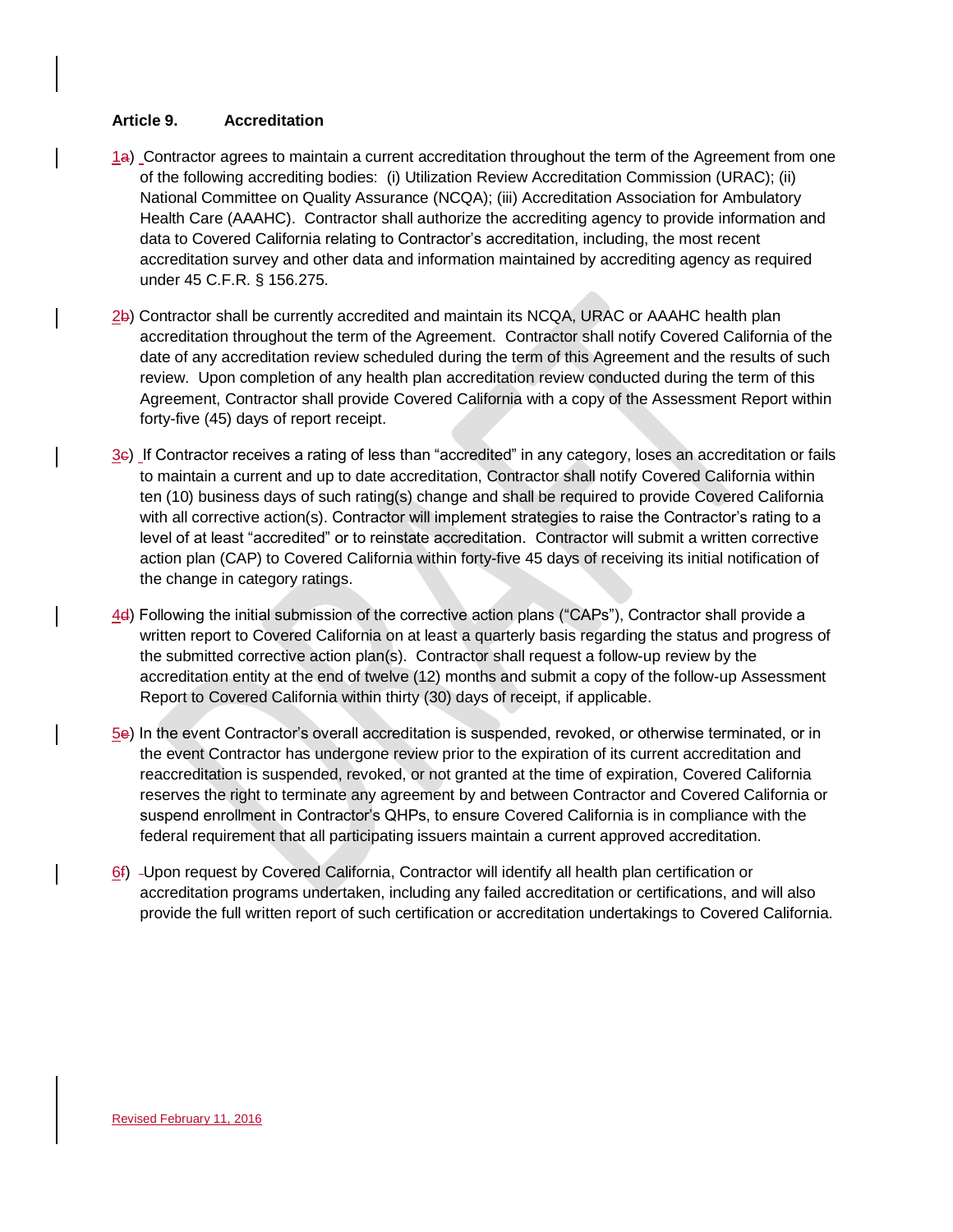**Article 9. Accreditation**

1) Contractor agrees to maintain a current accreditation throughout the term of the Agreement from one of the following accrediting bodies: (i) Utilization Review Accreditation Commission (URAC); (ii) National Committee on Quality Assurance (NCQA); (iii) Accreditation Association for Ambulatory Health Care (AAAHC). Contractor shall authorize the accrediting agency to provide information and data to Covered California relating to Contractor's accreditation, including, the most recent accreditation survey and other data and information maintained by accrediting agency as required under 45 C.F.R. § 156.275.

2) Contractor shall be currently accredited and maintain its NCQA, URAC or AAAHC health plan accreditation throughout the term of the Agreement. Contractor shall notify Covered California of the date of any accreditation review scheduled during the term of this Agreement and the results of such review. Upon completion of any health plan accreditation review conducted during the term of this Agreement, Contractor shall provide Covered California with a copy of the Assessment Report within forty-five (45) days of report receipt.

3) If Contractor receives a rating of less than "accredited" in any category, loses an accreditation or fails to maintain a current and up to date accreditation, Contractor shall notify Covered California within ten (10) business days of such rating(s) change and shall be required to provide Covered California with all corrective action(s). Contractor will implement strategies to raise the Contractor's rating to a level of at least "accredited" or to reinstate accreditation. Contractor will submit a written corrective action plan (CAP) to Covered California within forty-five 45 days of receiving its initial notification of the change in category ratings.

4) Following the initial submission of the corrective action plans ("CAPs"), Contractor shall provide a written report to Covered California on at least a quarterly basis regarding the status and progress of the submitted corrective action plan(s). Contractor shall request a follow-up review by the accreditation entity at the end of twelve (12) months and submit a copy of the follow-up Assessment Report to Covered California within thirty (30) days of receipt, if applicable.

5) In the event Contractor's overall accreditation is suspended, revoked, or otherwise terminated, or in the event Contractor has undergone review prior to the expiration of its current accreditation and reaccreditation is suspended, revoked, or not granted at the time of expiration, Covered California reserves the right to terminate any agreement by and between Contractor and Covered California or suspend enrollment in Contractor's QHPs, to ensure Covered California is in compliance with the federal requirement that all participating issuers maintain a current approved accreditation.

6) Upon request by Covered California, Contractor will identify all health plan certification or accreditation programs undertaken, including any failed accreditation or certifications, and will also provide the full written report of such certification or accreditation undertakings to Covered California.

Revised February 11, 2016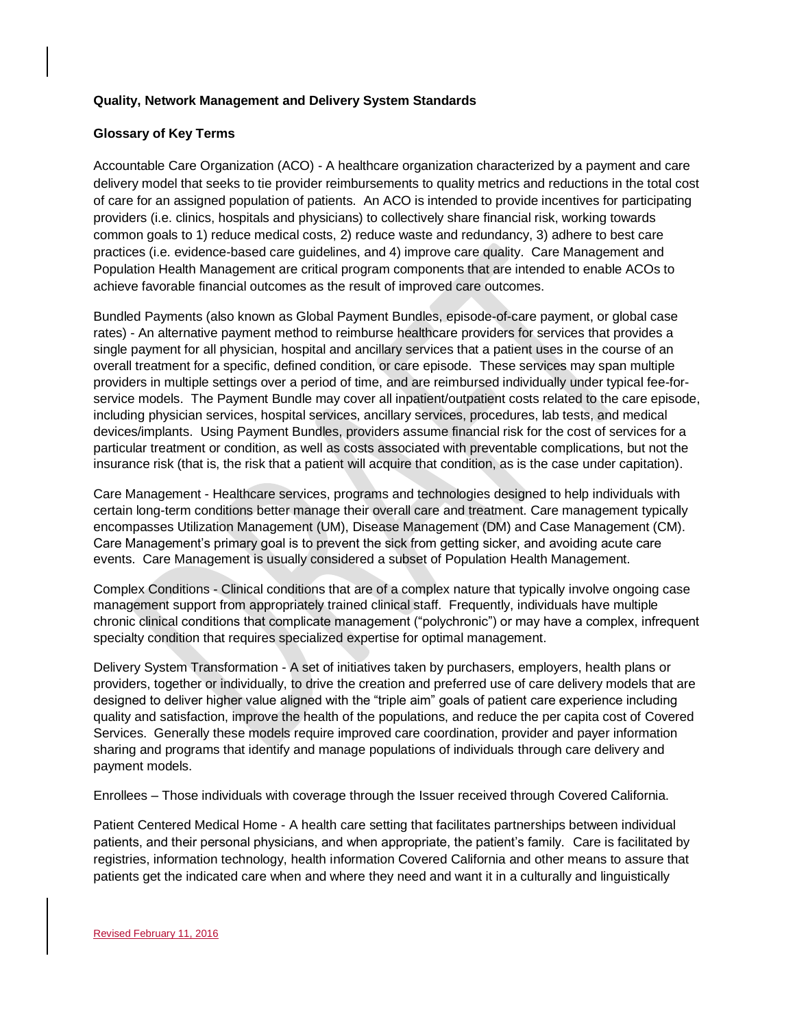**Quality, Network Management and Delivery System Standards**

**Glossary of Key Terms**

Accountable Care Organization (ACO) - A healthcare organization characterized by a payment and care delivery model that seeks to tie provider reimbursements to quality metrics and reductions in the total cost of care for an assigned population of patients. An ACO is intended to provide incentives for participating providers (i.e. clinics, hospitals and physicians) to collectively share financial risk, working towards common goals to 1) reduce medical costs, 2) reduce waste and redundancy, 3) adhere to best care practices (i.e. evidence-based care guidelines, and 4) improve care quality. Care Management and Population Health Management are critical program components that are intended to enable ACOs to achieve favorable financial outcomes as the result of improved care outcomes.

Bundled Payments (also known as Global Payment Bundles, episode-of-care payment, or global case rates) - An alternative payment method to reimburse healthcare providers for services that provides a single payment for all physician, hospital and ancillary services that a patient uses in the course of an overall treatment for a specific, defined condition, or care episode. These services may span multiple providers in multiple settings over a period of time, and are reimbursed individually under typical fee-for-service models. The Payment Bundle may cover all inpatient/outpatient costs related to the care episode, including physician services, hospital services, ancillary services, procedures, lab tests, and medical devices/implants. Using Payment Bundles, providers assume financial risk for the cost of services for a particular treatment or condition, as well as costs associated with preventable complications, but not the insurance risk (that is, the risk that a patient will acquire that condition, as is the case under capitation).

Care Management - Healthcare services, programs and technologies designed to help individuals with certain long-term conditions better manage their overall care and treatment. Care management typically encompasses Utilization Management (UM), Disease Management (DM) and Case Management (CM). Care Management's primary goal is to prevent the sick from getting sicker, and avoiding acute care events. Care Management is usually considered a subset of Population Health Management.

Complex Conditions - Clinical conditions that are of a complex nature that typically involve ongoing case management support from appropriately trained clinical staff. Frequently, individuals have multiple chronic clinical conditions that complicate management ("polychronic") or may have a complex, infrequent specialty condition that requires specialized expertise for optimal management.

Delivery System Transformation - A set of initiatives taken by purchasers, employers, health plans or providers, together or individually, to drive the creation and preferred use of care delivery models that are designed to deliver higher value aligned with the "triple aim" goals of patient care experience including quality and satisfaction, improve the health of the populations, and reduce the per capita cost of Covered Services. Generally these models require improved care coordination, provider and payer information sharing and programs that identify and manage populations of individuals through care delivery and payment models.

Enrollees – Those individuals with coverage through the Issuer received through Covered California.

Patient Centered Medical Home - A health care setting that facilitates partnerships between individual patients, and their personal physicians, and when appropriate, the patient's family. Care is facilitated by registries, information technology, health information Covered California and other means to assure that patients get the indicated care when and where they need and want it in a culturally and linguistically

Revised February 11, 2016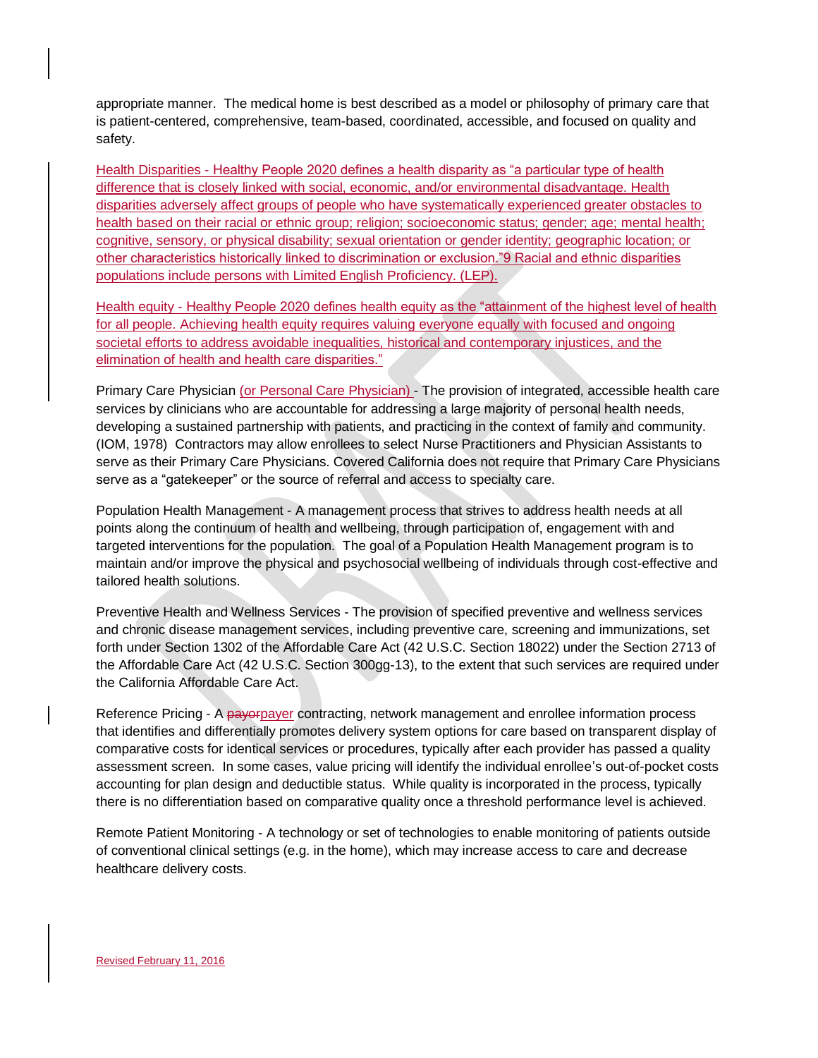appropriate manner. The medical home is best described as a model or philosophy of primary care that is patient-centered, comprehensive, team-based, coordinated, accessible, and focused on quality and safety.

Health Disparities - Healthy People 2020 defines a health disparity as "a particular type of health difference that is closely linked with social, economic, and/or environmental disadvantage. Health disparities adversely affect groups of people who have systematically experienced greater obstacles to health based on their racial or ethnic group; religion; socioeconomic status; gender; age; mental health; cognitive, sensory, or physical disability; sexual orientation or gender identity; geographic location; or other characteristics historically linked to discrimination or exclusion."9 Racial and ethnic disparities populations include persons with Limited English Proficiency. (LEP).

Health equity - Healthy People 2020 defines health equity as the "attainment of the highest level of health for all people. Achieving health equity requires valuing everyone equally with focused and ongoing societal efforts to address avoidable inequalities, historical and contemporary injustices, and the elimination of health and health care disparities."

Primary Care Physician (or Personal Care Physician) - The provision of integrated, accessible health care services by clinicians who are accountable for addressing a large majority of personal health needs, developing a sustained partnership with patients, and practicing in the context of family and community. (IOM, 1978) Contractors may allow enrollees to select Nurse Practitioners and Physician Assistants to serve as their Primary Care Physicians. Covered California does not require that Primary Care Physicians serve as a "gatekeeper" or the source of referral and access to specialty care.

Population Health Management - A management process that strives to address health needs at all points along the continuum of health and wellbeing, through participation of, engagement with and targeted interventions for the population. The goal of a Population Health Management program is to maintain and/or improve the physical and psychosocial wellbeing of individuals through cost-effective and tailored health solutions.

Preventive Health and Wellness Services - The provision of specified preventive and wellness services and chronic disease management services, including preventive care, screening and immunizations, set forth under Section 1302 of the Affordable Care Act (42 U.S.C. Section 18022) under the Section 2713 of the Affordable Care Act (42 U.S.C. Section 300gg-13), to the extent that such services are required under the California Affordable Care Act.

Reference Pricing - A ~~payor~~payer contracting, network management and enrollee information process that identifies and differentially promotes delivery system options for care based on transparent display of comparative costs for identical services or procedures, typically after each provider has passed a quality assessment screen. In some cases, value pricing will identify the individual enrollee's out-of-pocket costs accounting for plan design and deductible status. While quality is incorporated in the process, typically there is no differentiation based on comparative quality once a threshold performance level is achieved.

Remote Patient Monitoring - A technology or set of technologies to enable monitoring of patients outside of conventional clinical settings (e.g. in the home), which may increase access to care and decrease healthcare delivery costs.

Revised February 11, 2016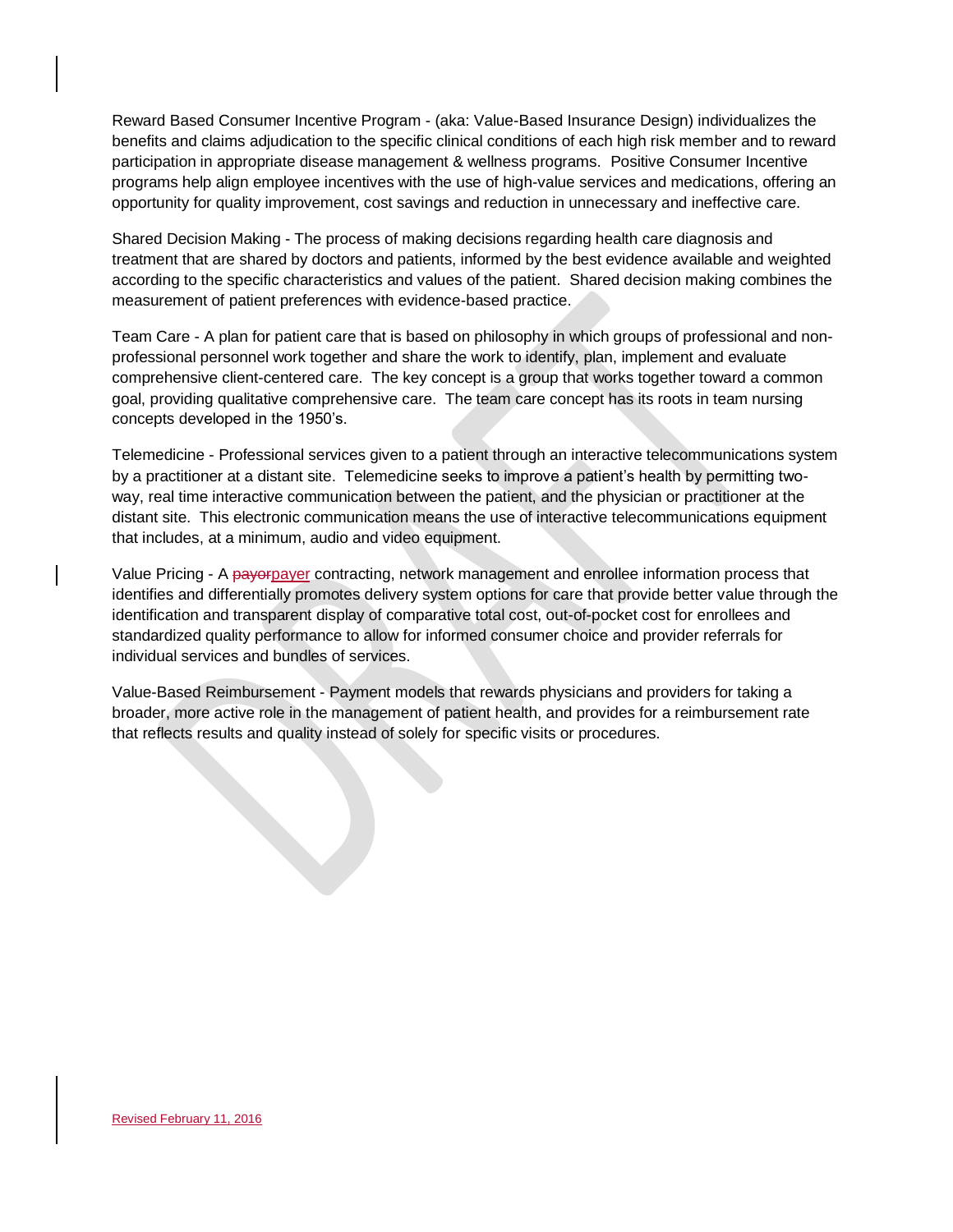Reward Based Consumer Incentive Program - (aka: Value-Based Insurance Design) individualizes the benefits and claims adjudication to the specific clinical conditions of each high risk member and to reward participation in appropriate disease management & wellness programs. Positive Consumer Incentive programs help align employee incentives with the use of high-value services and medications, offering an opportunity for quality improvement, cost savings and reduction in unnecessary and ineffective care.

Shared Decision Making - The process of making decisions regarding health care diagnosis and treatment that are shared by doctors and patients, informed by the best evidence available and weighted according to the specific characteristics and values of the patient. Shared decision making combines the measurement of patient preferences with evidence-based practice.

Team Care - A plan for patient care that is based on philosophy in which groups of professional and non-professional personnel work together and share the work to identify, plan, implement and evaluate comprehensive client-centered care. The key concept is a group that works together toward a common goal, providing qualitative comprehensive care. The team care concept has its roots in team nursing concepts developed in the 1950's.

Telemedicine - Professional services given to a patient through an interactive telecommunications system by a practitioner at a distant site. Telemedicine seeks to improve a patient's health by permitting two-way, real time interactive communication between the patient, and the physician or practitioner at the distant site. This electronic communication means the use of interactive telecommunications equipment that includes, at a minimum, audio and video equipment.

Value Pricing - A ~~payor~~payer contracting, network management and enrollee information process that identifies and differentially promotes delivery system options for care that provide better value through the identification and transparent display of comparative total cost, out-of-pocket cost for enrollees and standardized quality performance to allow for informed consumer choice and provider referrals for individual services and bundles of services.

Value-Based Reimbursement - Payment models that rewards physicians and providers for taking a broader, more active role in the management of patient health, and provides for a reimbursement rate that reflects results and quality instead of solely for specific visits or procedures.

Revised February 11, 2016